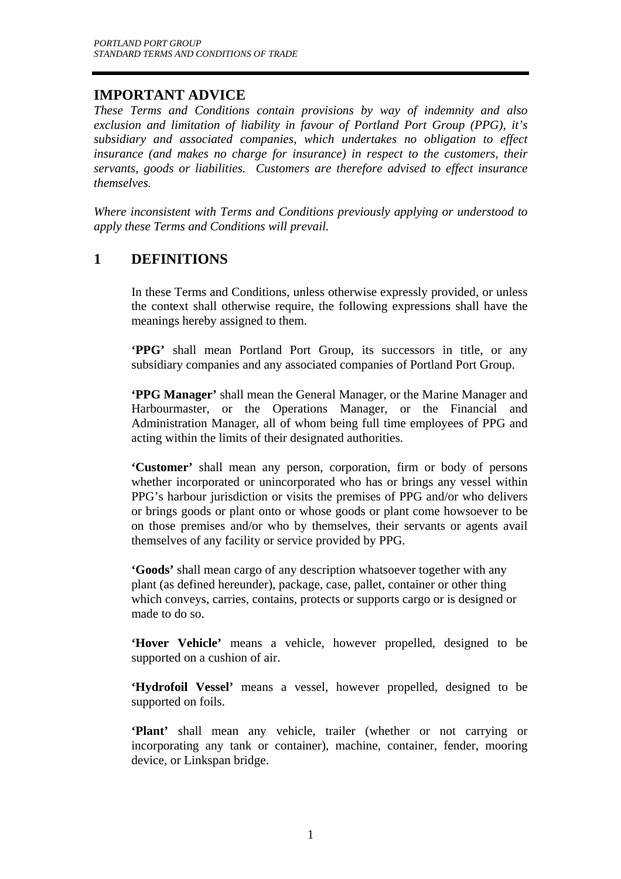## IMPORTANT ADVICE

*These Terms and Conditions contain provisions by way of indemnity and also exclusion and limitation of liability in favour of Portland Port Group (PPG), it's subsidiary and associated companies, which undertakes no obligation to effect insurance (and makes no charge for insurance) in respect to the customers, their servants, goods or liabilities. Customers are therefore advised to effect insurance themselves.*

*Where inconsistent with Terms and Conditions previously applying or understood to apply these Terms and Conditions will prevail.*

## 1 DEFINITIONS

In these Terms and Conditions, unless otherwise expressly provided, or unless the context shall otherwise require, the following expressions shall have the meanings hereby assigned to them.

**'PPG'** shall mean Portland Port Group, its successors in title, or any subsidiary companies and any associated companies of Portland Port Group.

**'PPG Manager'** shall mean the General Manager, or the Marine Manager and Harbourmaster, or the Operations Manager, or the Financial and Administration Manager, all of whom being full time employees of PPG and acting within the limits of their designated authorities.

**'Customer'** shall mean any person, corporation, firm or body of persons whether incorporated or unincorporated who has or brings any vessel within PPG's harbour jurisdiction or visits the premises of PPG and/or who delivers or brings goods or plant onto or whose goods or plant come howsoever to be on those premises and/or who by themselves, their servants or agents avail themselves of any facility or service provided by PPG.

**'Goods'** shall mean cargo of any description whatsoever together with any plant (as defined hereunder), package, case, pallet, container or other thing which conveys, carries, contains, protects or supports cargo or is designed or made to do so.

**'Hover Vehicle'** means a vehicle, however propelled, designed to be supported on a cushion of air.

**'Hydrofoil Vessel'** means a vessel, however propelled, designed to be supported on foils.

**'Plant'** shall mean any vehicle, trailer (whether or not carrying or incorporating any tank or container), machine, container, fender, mooring device, or Linkspan bridge.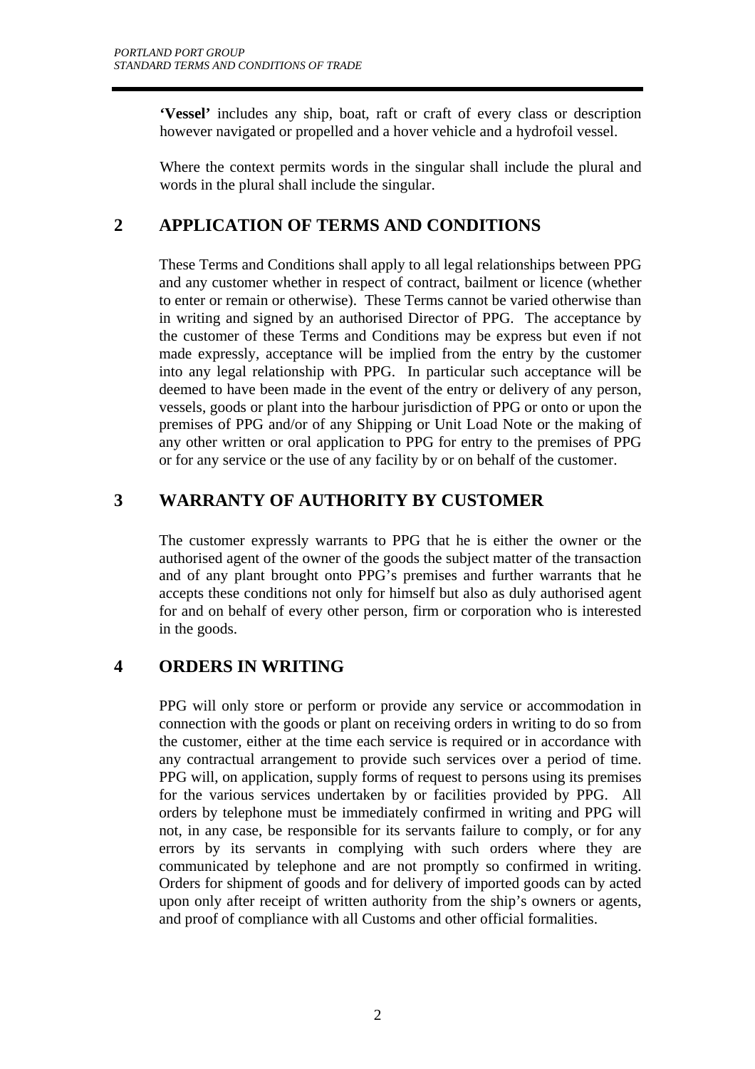**'Vessel'** includes any ship, boat, raft or craft of every class or description however navigated or propelled and a hover vehicle and a hydrofoil vessel.

Where the context permits words in the singular shall include the plural and words in the plural shall include the singular.

## 2 APPLICATION OF TERMS AND CONDITIONS

These Terms and Conditions shall apply to all legal relationships between PPG and any customer whether in respect of contract, bailment or licence (whether to enter or remain or otherwise). These Terms cannot be varied otherwise than in writing and signed by an authorised Director of PPG. The acceptance by the customer of these Terms and Conditions may be express but even if not made expressly, acceptance will be implied from the entry by the customer into any legal relationship with PPG. In particular such acceptance will be deemed to have been made in the event of the entry or delivery of any person, vessels, goods or plant into the harbour jurisdiction of PPG or onto or upon the premises of PPG and/or of any Shipping or Unit Load Note or the making of any other written or oral application to PPG for entry to the premises of PPG or for any service or the use of any facility by or on behalf of the customer.

## 3 WARRANTY OF AUTHORITY BY CUSTOMER

The customer expressly warrants to PPG that he is either the owner or the authorised agent of the owner of the goods the subject matter of the transaction and of any plant brought onto PPG's premises and further warrants that he accepts these conditions not only for himself but also as duly authorised agent for and on behalf of every other person, firm or corporation who is interested in the goods.

## 4 ORDERS IN WRITING

PPG will only store or perform or provide any service or accommodation in connection with the goods or plant on receiving orders in writing to do so from the customer, either at the time each service is required or in accordance with any contractual arrangement to provide such services over a period of time. PPG will, on application, supply forms of request to persons using its premises for the various services undertaken by or facilities provided by PPG. All orders by telephone must be immediately confirmed in writing and PPG will not, in any case, be responsible for its servants failure to comply, or for any errors by its servants in complying with such orders where they are communicated by telephone and are not promptly so confirmed in writing. Orders for shipment of goods and for delivery of imported goods can by acted upon only after receipt of written authority from the ship's owners or agents, and proof of compliance with all Customs and other official formalities.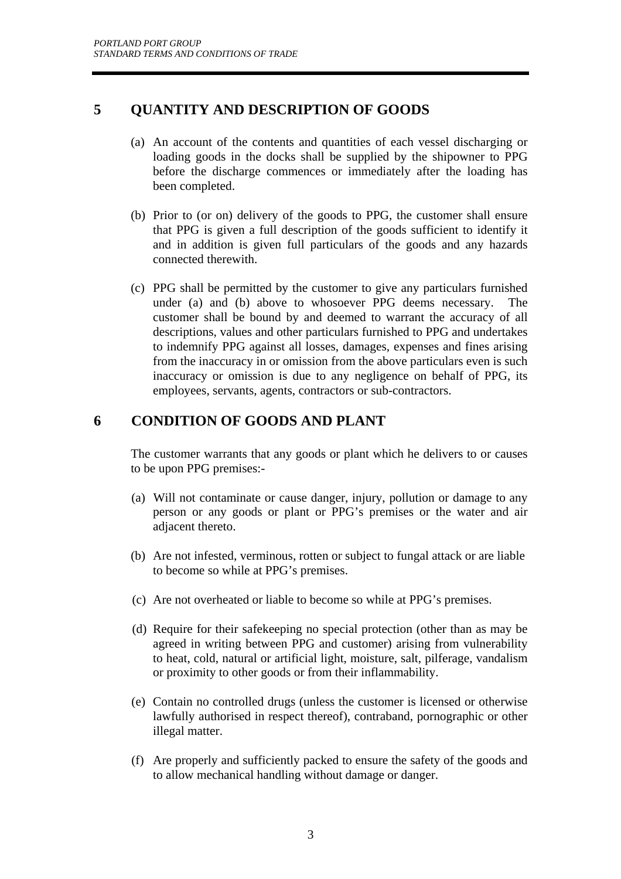## 5 QUANTITY AND DESCRIPTION OF GOODS

(a) An account of the contents and quantities of each vessel discharging or loading goods in the docks shall be supplied by the shipowner to PPG before the discharge commences or immediately after the loading has been completed.

(b) Prior to (or on) delivery of the goods to PPG, the customer shall ensure that PPG is given a full description of the goods sufficient to identify it and in addition is given full particulars of the goods and any hazards connected therewith.

(c) PPG shall be permitted by the customer to give any particulars furnished under (a) and (b) above to whosoever PPG deems necessary. The customer shall be bound by and deemed to warrant the accuracy of all descriptions, values and other particulars furnished to PPG and undertakes to indemnify PPG against all losses, damages, expenses and fines arising from the inaccuracy in or omission from the above particulars even is such inaccuracy or omission is due to any negligence on behalf of PPG, its employees, servants, agents, contractors or sub-contractors.

## 6 CONDITION OF GOODS AND PLANT

The customer warrants that any goods or plant which he delivers to or causes to be upon PPG premises:-

(a) Will not contaminate or cause danger, injury, pollution or damage to any person or any goods or plant or PPG's premises or the water and air adjacent thereto.

(b) Are not infested, verminous, rotten or subject to fungal attack or are liable to become so while at PPG's premises.

(c) Are not overheated or liable to become so while at PPG's premises.

(d) Require for their safekeeping no special protection (other than as may be agreed in writing between PPG and customer) arising from vulnerability to heat, cold, natural or artificial light, moisture, salt, pilferage, vandalism or proximity to other goods or from their inflammability.

(e) Contain no controlled drugs (unless the customer is licensed or otherwise lawfully authorised in respect thereof), contraband, pornographic or other illegal matter.

(f) Are properly and sufficiently packed to ensure the safety of the goods and to allow mechanical handling without damage or danger.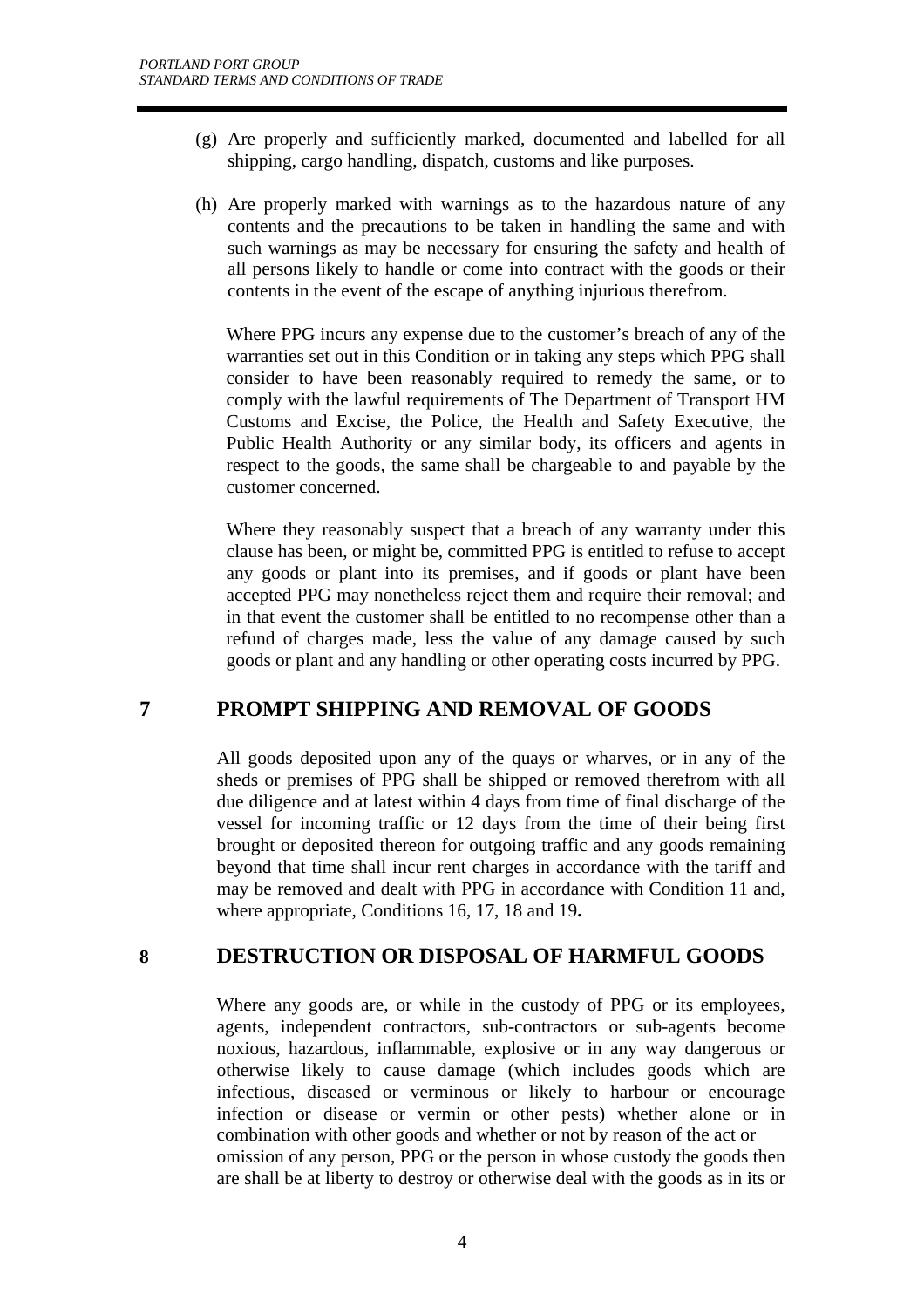(g) Are properly and sufficiently marked, documented and labelled for all shipping, cargo handling, dispatch, customs and like purposes.

(h) Are properly marked with warnings as to the hazardous nature of any contents and the precautions to be taken in handling the same and with such warnings as may be necessary for ensuring the safety and health of all persons likely to handle or come into contract with the goods or their contents in the event of the escape of anything injurious therefrom.

Where PPG incurs any expense due to the customer's breach of any of the warranties set out in this Condition or in taking any steps which PPG shall consider to have been reasonably required to remedy the same, or to comply with the lawful requirements of The Department of Transport HM Customs and Excise, the Police, the Health and Safety Executive, the Public Health Authority or any similar body, its officers and agents in respect to the goods, the same shall be chargeable to and payable by the customer concerned.

Where they reasonably suspect that a breach of any warranty under this clause has been, or might be, committed PPG is entitled to refuse to accept any goods or plant into its premises, and if goods or plant have been accepted PPG may nonetheless reject them and require their removal; and in that event the customer shall be entitled to no recompense other than a refund of charges made, less the value of any damage caused by such goods or plant and any handling or other operating costs incurred by PPG.

## 7 PROMPT SHIPPING AND REMOVAL OF GOODS

All goods deposited upon any of the quays or wharves, or in any of the sheds or premises of PPG shall be shipped or removed therefrom with all due diligence and at latest within 4 days from time of final discharge of the vessel for incoming traffic or 12 days from the time of their being first brought or deposited thereon for outgoing traffic and any goods remaining beyond that time shall incur rent charges in accordance with the tariff and may be removed and dealt with PPG in accordance with Condition 11 and, where appropriate, Conditions 16, 17, 18 and 19**.**

## 8 DESTRUCTION OR DISPOSAL OF HARMFUL GOODS

Where any goods are, or while in the custody of PPG or its employees, agents, independent contractors, sub-contractors or sub-agents become noxious, hazardous, inflammable, explosive or in any way dangerous or otherwise likely to cause damage (which includes goods which are infectious, diseased or verminous or likely to harbour or encourage infection or disease or vermin or other pests) whether alone or in combination with other goods and whether or not by reason of the act or omission of any person, PPG or the person in whose custody the goods then are shall be at liberty to destroy or otherwise deal with the goods as in its or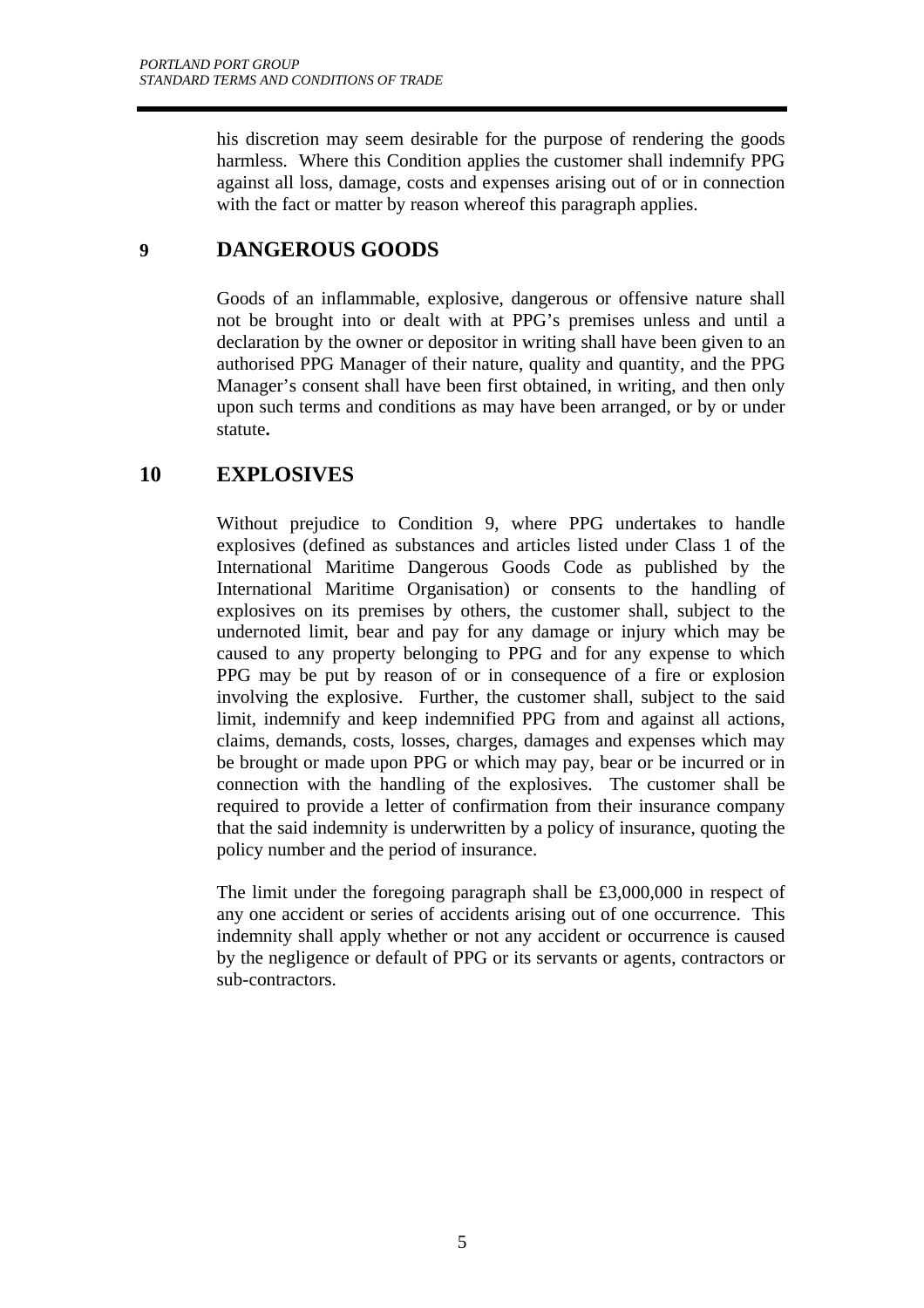his discretion may seem desirable for the purpose of rendering the goods harmless. Where this Condition applies the customer shall indemnify PPG against all loss, damage, costs and expenses arising out of or in connection with the fact or matter by reason whereof this paragraph applies.

## 9 DANGEROUS GOODS

Goods of an inflammable, explosive, dangerous or offensive nature shall not be brought into or dealt with at PPG's premises unless and until a declaration by the owner or depositor in writing shall have been given to an authorised PPG Manager of their nature, quality and quantity, and the PPG Manager's consent shall have been first obtained, in writing, and then only upon such terms and conditions as may have been arranged, or by or under statute**.**

## 10 EXPLOSIVES

Without prejudice to Condition 9, where PPG undertakes to handle explosives (defined as substances and articles listed under Class 1 of the International Maritime Dangerous Goods Code as published by the International Maritime Organisation) or consents to the handling of explosives on its premises by others, the customer shall, subject to the undernoted limit, bear and pay for any damage or injury which may be caused to any property belonging to PPG and for any expense to which PPG may be put by reason of or in consequence of a fire or explosion involving the explosive. Further, the customer shall, subject to the said limit, indemnify and keep indemnified PPG from and against all actions, claims, demands, costs, losses, charges, damages and expenses which may be brought or made upon PPG or which may pay, bear or be incurred or in connection with the handling of the explosives. The customer shall be required to provide a letter of confirmation from their insurance company that the said indemnity is underwritten by a policy of insurance, quoting the policy number and the period of insurance.

The limit under the foregoing paragraph shall be £3,000,000 in respect of any one accident or series of accidents arising out of one occurrence. This indemnity shall apply whether or not any accident or occurrence is caused by the negligence or default of PPG or its servants or agents, contractors or sub-contractors.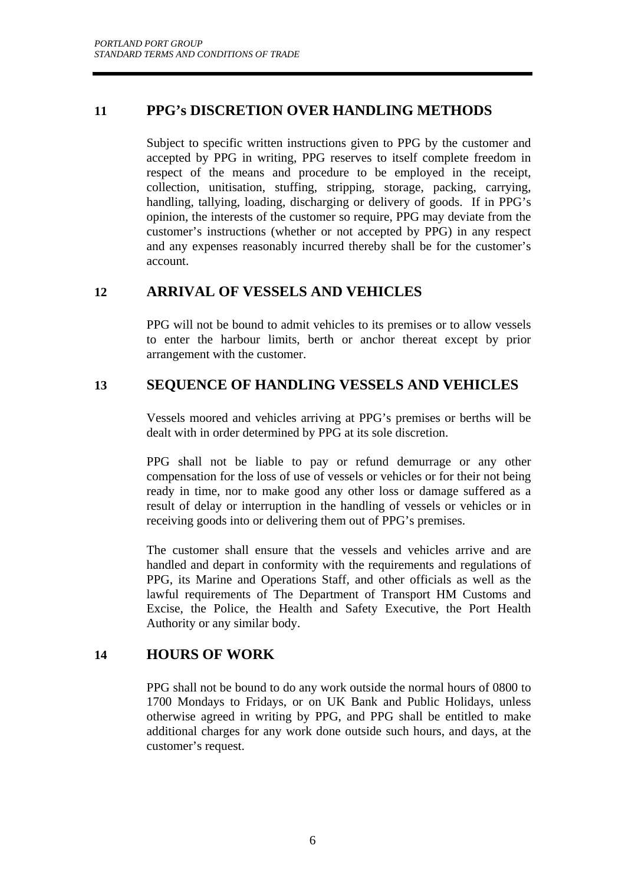## 11 PPG's DISCRETION OVER HANDLING METHODS

Subject to specific written instructions given to PPG by the customer and accepted by PPG in writing, PPG reserves to itself complete freedom in respect of the means and procedure to be employed in the receipt, collection, unitisation, stuffing, stripping, storage, packing, carrying, handling, tallying, loading, discharging or delivery of goods. If in PPG's opinion, the interests of the customer so require, PPG may deviate from the customer's instructions (whether or not accepted by PPG) in any respect and any expenses reasonably incurred thereby shall be for the customer's account.

## 12 ARRIVAL OF VESSELS AND VEHICLES

PPG will not be bound to admit vehicles to its premises or to allow vessels to enter the harbour limits, berth or anchor thereat except by prior arrangement with the customer.

## 13 SEQUENCE OF HANDLING VESSELS AND VEHICLES

Vessels moored and vehicles arriving at PPG's premises or berths will be dealt with in order determined by PPG at its sole discretion.

PPG shall not be liable to pay or refund demurrage or any other compensation for the loss of use of vessels or vehicles or for their not being ready in time, nor to make good any other loss or damage suffered as a result of delay or interruption in the handling of vessels or vehicles or in receiving goods into or delivering them out of PPG's premises.

The customer shall ensure that the vessels and vehicles arrive and are handled and depart in conformity with the requirements and regulations of PPG, its Marine and Operations Staff, and other officials as well as the lawful requirements of The Department of Transport HM Customs and Excise, the Police, the Health and Safety Executive, the Port Health Authority or any similar body.

## 14 HOURS OF WORK

PPG shall not be bound to do any work outside the normal hours of 0800 to 1700 Mondays to Fridays, or on UK Bank and Public Holidays, unless otherwise agreed in writing by PPG, and PPG shall be entitled to make additional charges for any work done outside such hours, and days, at the customer's request.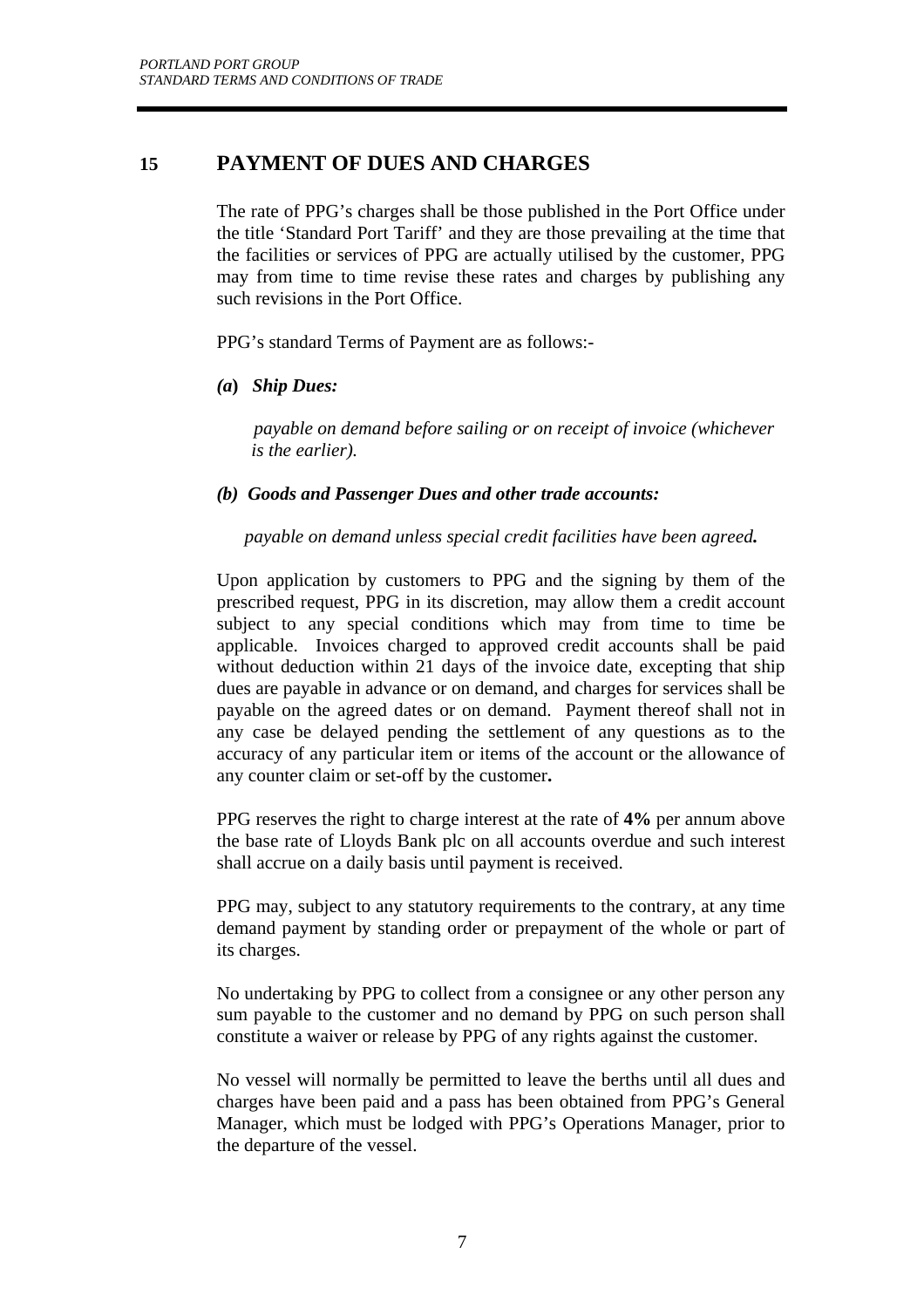## 15 PAYMENT OF DUES AND CHARGES

The rate of PPG's charges shall be those published in the Port Office under the title 'Standard Port Tariff' and they are those prevailing at the time that the facilities or services of PPG are actually utilised by the customer, PPG may from time to time revise these rates and charges by publishing any such revisions in the Port Office.

PPG's standard Terms of Payment are as follows:-

***(a) Ship Dues:***

*payable on demand before sailing or on receipt of invoice (whichever is the earlier).*

***(b) Goods and Passenger Dues and other trade accounts:***

*payable on demand unless special credit facilities have been agreed.*

Upon application by customers to PPG and the signing by them of the prescribed request, PPG in its discretion, may allow them a credit account subject to any special conditions which may from time to time be applicable. Invoices charged to approved credit accounts shall be paid without deduction within 21 days of the invoice date, excepting that ship dues are payable in advance or on demand, and charges for services shall be payable on the agreed dates or on demand. Payment thereof shall not in any case be delayed pending the settlement of any questions as to the accuracy of any particular item or items of the account or the allowance of any counter claim or set-off by the customer.

PPG reserves the right to charge interest at the rate of **4%** per annum above the base rate of Lloyds Bank plc on all accounts overdue and such interest shall accrue on a daily basis until payment is received.

PPG may, subject to any statutory requirements to the contrary, at any time demand payment by standing order or prepayment of the whole or part of its charges.

No undertaking by PPG to collect from a consignee or any other person any sum payable to the customer and no demand by PPG on such person shall constitute a waiver or release by PPG of any rights against the customer.

No vessel will normally be permitted to leave the berths until all dues and charges have been paid and a pass has been obtained from PPG's General Manager, which must be lodged with PPG's Operations Manager, prior to the departure of the vessel.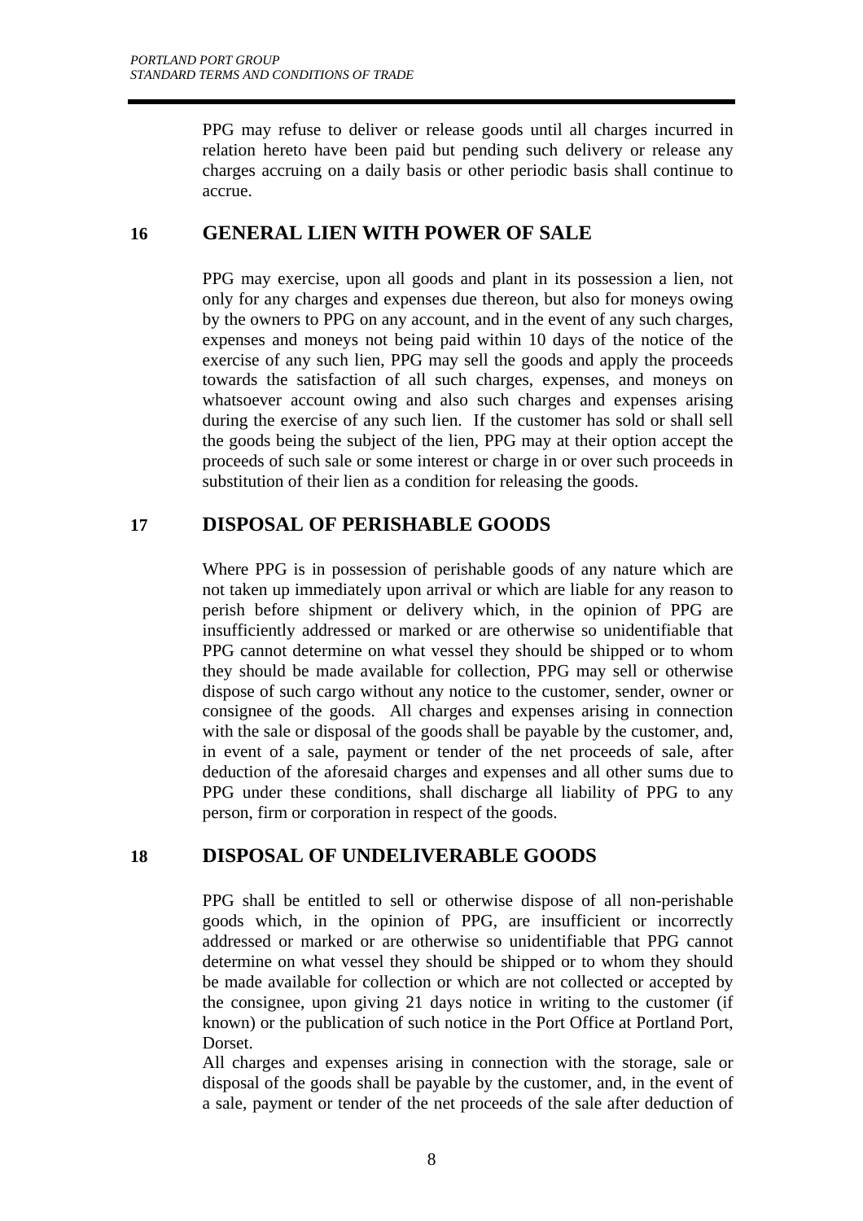PPG may refuse to deliver or release goods until all charges incurred in relation hereto have been paid but pending such delivery or release any charges accruing on a daily basis or other periodic basis shall continue to accrue.

## 16 GENERAL LIEN WITH POWER OF SALE

PPG may exercise, upon all goods and plant in its possession a lien, not only for any charges and expenses due thereon, but also for moneys owing by the owners to PPG on any account, and in the event of any such charges, expenses and moneys not being paid within 10 days of the notice of the exercise of any such lien, PPG may sell the goods and apply the proceeds towards the satisfaction of all such charges, expenses, and moneys on whatsoever account owing and also such charges and expenses arising during the exercise of any such lien. If the customer has sold or shall sell the goods being the subject of the lien, PPG may at their option accept the proceeds of such sale or some interest or charge in or over such proceeds in substitution of their lien as a condition for releasing the goods.

## 17 DISPOSAL OF PERISHABLE GOODS

Where PPG is in possession of perishable goods of any nature which are not taken up immediately upon arrival or which are liable for any reason to perish before shipment or delivery which, in the opinion of PPG are insufficiently addressed or marked or are otherwise so unidentifiable that PPG cannot determine on what vessel they should be shipped or to whom they should be made available for collection, PPG may sell or otherwise dispose of such cargo without any notice to the customer, sender, owner or consignee of the goods. All charges and expenses arising in connection with the sale or disposal of the goods shall be payable by the customer, and, in event of a sale, payment or tender of the net proceeds of sale, after deduction of the aforesaid charges and expenses and all other sums due to PPG under these conditions, shall discharge all liability of PPG to any person, firm or corporation in respect of the goods.

## 18 DISPOSAL OF UNDELIVERABLE GOODS

PPG shall be entitled to sell or otherwise dispose of all non-perishable goods which, in the opinion of PPG, are insufficient or incorrectly addressed or marked or are otherwise so unidentifiable that PPG cannot determine on what vessel they should be shipped or to whom they should be made available for collection or which are not collected or accepted by the consignee, upon giving 21 days notice in writing to the customer (if known) or the publication of such notice in the Port Office at Portland Port, Dorset.

All charges and expenses arising in connection with the storage, sale or disposal of the goods shall be payable by the customer, and, in the event of a sale, payment or tender of the net proceeds of the sale after deduction of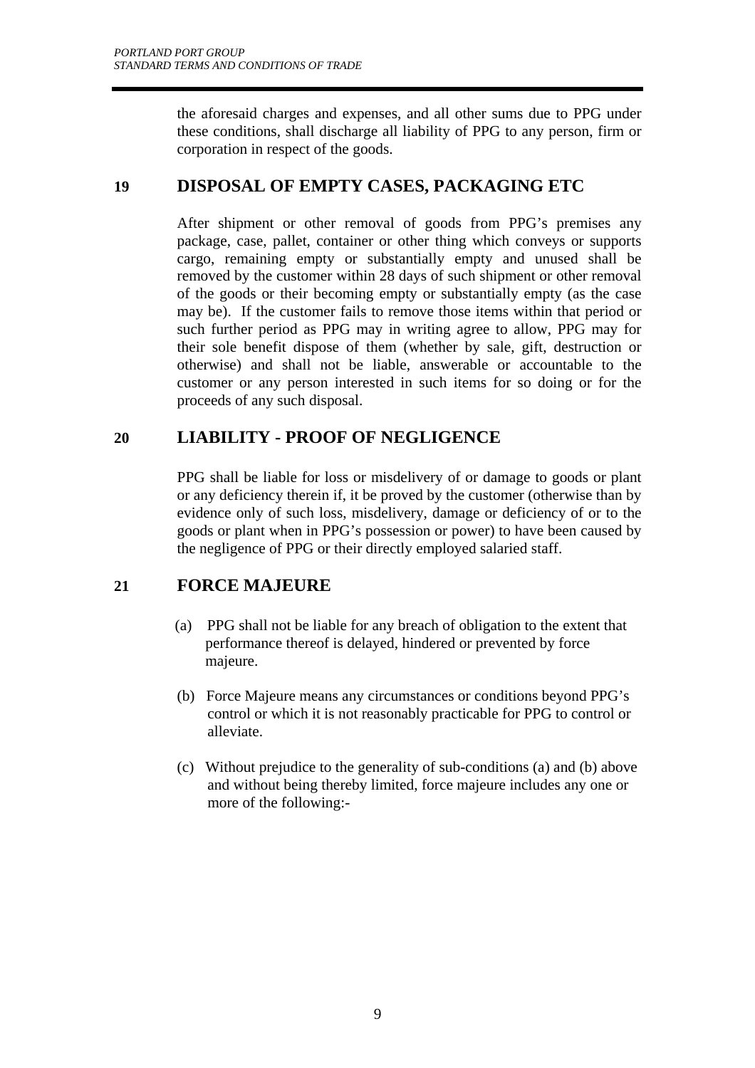the aforesaid charges and expenses, and all other sums due to PPG under these conditions, shall discharge all liability of PPG to any person, firm or corporation in respect of the goods.

## 19 DISPOSAL OF EMPTY CASES, PACKAGING ETC

After shipment or other removal of goods from PPG's premises any package, case, pallet, container or other thing which conveys or supports cargo, remaining empty or substantially empty and unused shall be removed by the customer within 28 days of such shipment or other removal of the goods or their becoming empty or substantially empty (as the case may be). If the customer fails to remove those items within that period or such further period as PPG may in writing agree to allow, PPG may for their sole benefit dispose of them (whether by sale, gift, destruction or otherwise) and shall not be liable, answerable or accountable to the customer or any person interested in such items for so doing or for the proceeds of any such disposal.

## 20 LIABILITY - PROOF OF NEGLIGENCE

PPG shall be liable for loss or misdelivery of or damage to goods or plant or any deficiency therein if, it be proved by the customer (otherwise than by evidence only of such loss, misdelivery, damage or deficiency of or to the goods or plant when in PPG's possession or power) to have been caused by the negligence of PPG or their directly employed salaried staff.

## 21 FORCE MAJEURE

(a) PPG shall not be liable for any breach of obligation to the extent that performance thereof is delayed, hindered or prevented by force majeure.

(b) Force Majeure means any circumstances or conditions beyond PPG's control or which it is not reasonably practicable for PPG to control or alleviate.

(c) Without prejudice to the generality of sub-conditions (a) and (b) above and without being thereby limited, force majeure includes any one or more of the following:-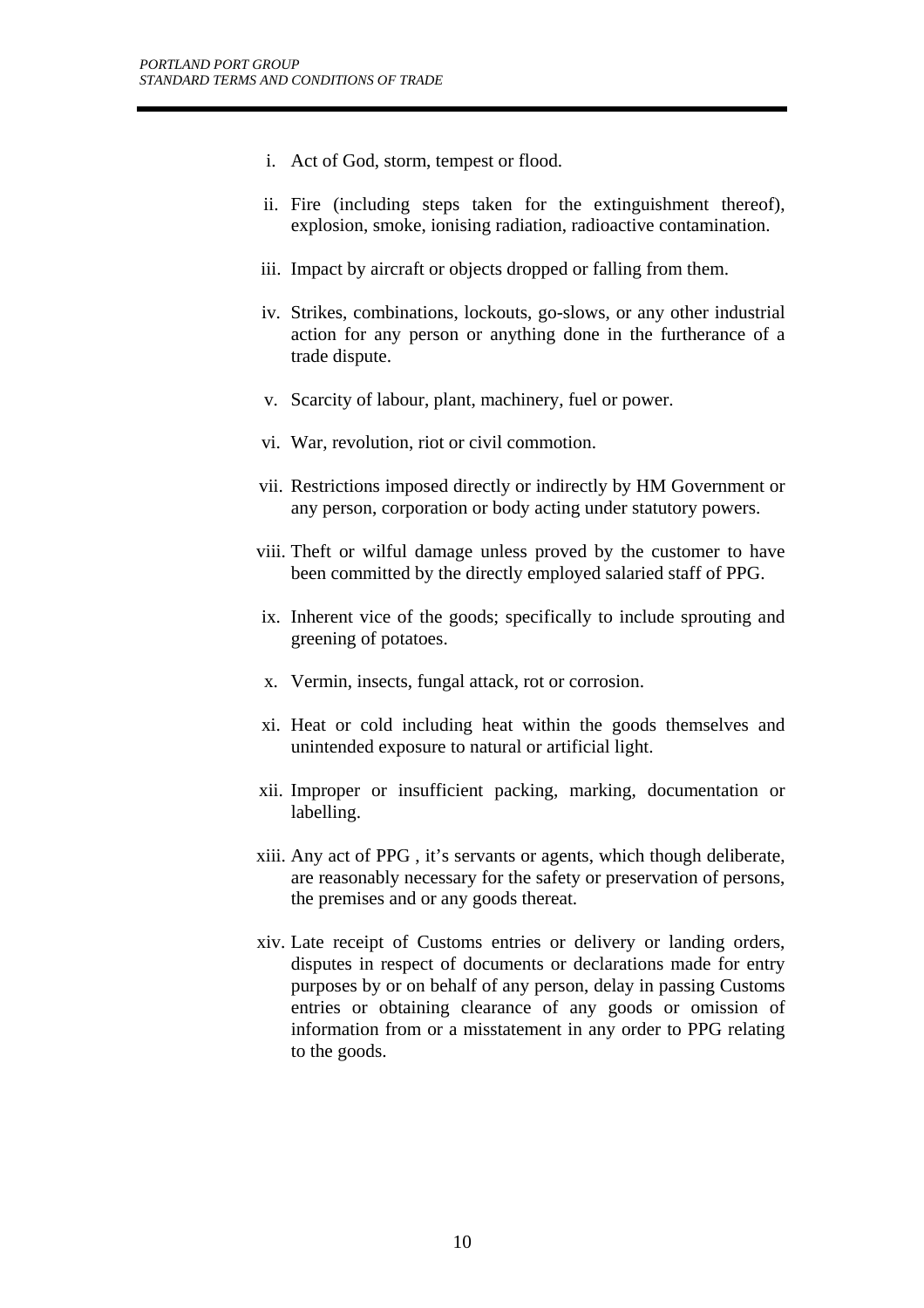i. Act of God, storm, tempest or flood.

ii. Fire (including steps taken for the extinguishment thereof), explosion, smoke, ionising radiation, radioactive contamination.

iii. Impact by aircraft or objects dropped or falling from them.

iv. Strikes, combinations, lockouts, go-slows, or any other industrial action for any person or anything done in the furtherance of a trade dispute.

v. Scarcity of labour, plant, machinery, fuel or power.

vi. War, revolution, riot or civil commotion.

vii. Restrictions imposed directly or indirectly by HM Government or any person, corporation or body acting under statutory powers.

viii. Theft or wilful damage unless proved by the customer to have been committed by the directly employed salaried staff of PPG.

ix. Inherent vice of the goods; specifically to include sprouting and greening of potatoes.

x. Vermin, insects, fungal attack, rot or corrosion.

xi. Heat or cold including heat within the goods themselves and unintended exposure to natural or artificial light.

xii. Improper or insufficient packing, marking, documentation or labelling.

xiii. Any act of PPG , it's servants or agents, which though deliberate, are reasonably necessary for the safety or preservation of persons, the premises and or any goods thereat.

xiv. Late receipt of Customs entries or delivery or landing orders, disputes in respect of documents or declarations made for entry purposes by or on behalf of any person, delay in passing Customs entries or obtaining clearance of any goods or omission of information from or a misstatement in any order to PPG relating to the goods.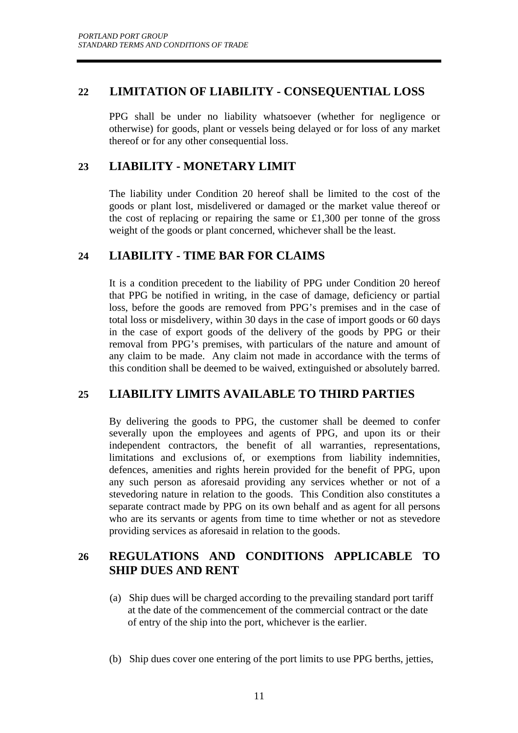## 22 LIMITATION OF LIABILITY - CONSEQUENTIAL LOSS

PPG shall be under no liability whatsoever (whether for negligence or otherwise) for goods, plant or vessels being delayed or for loss of any market thereof or for any other consequential loss.

## 23 LIABILITY - MONETARY LIMIT

The liability under Condition 20 hereof shall be limited to the cost of the goods or plant lost, misdelivered or damaged or the market value thereof or the cost of replacing or repairing the same or £1,300 per tonne of the gross weight of the goods or plant concerned, whichever shall be the least.

## 24 LIABILITY - TIME BAR FOR CLAIMS

It is a condition precedent to the liability of PPG under Condition 20 hereof that PPG be notified in writing, in the case of damage, deficiency or partial loss, before the goods are removed from PPG's premises and in the case of total loss or misdelivery, within 30 days in the case of import goods or 60 days in the case of export goods of the delivery of the goods by PPG or their removal from PPG's premises, with particulars of the nature and amount of any claim to be made. Any claim not made in accordance with the terms of this condition shall be deemed to be waived, extinguished or absolutely barred.

## 25 LIABILITY LIMITS AVAILABLE TO THIRD PARTIES

By delivering the goods to PPG, the customer shall be deemed to confer severally upon the employees and agents of PPG, and upon its or their independent contractors, the benefit of all warranties, representations, limitations and exclusions of, or exemptions from liability indemnities, defences, amenities and rights herein provided for the benefit of PPG, upon any such person as aforesaid providing any services whether or not of a stevedoring nature in relation to the goods. This Condition also constitutes a separate contract made by PPG on its own behalf and as agent for all persons who are its servants or agents from time to time whether or not as stevedore providing services as aforesaid in relation to the goods.

## 26 REGULATIONS AND CONDITIONS APPLICABLE TO SHIP DUES AND RENT

(a) Ship dues will be charged according to the prevailing standard port tariff at the date of the commencement of the commercial contract or the date of entry of the ship into the port, whichever is the earlier.

(b) Ship dues cover one entering of the port limits to use PPG berths, jetties,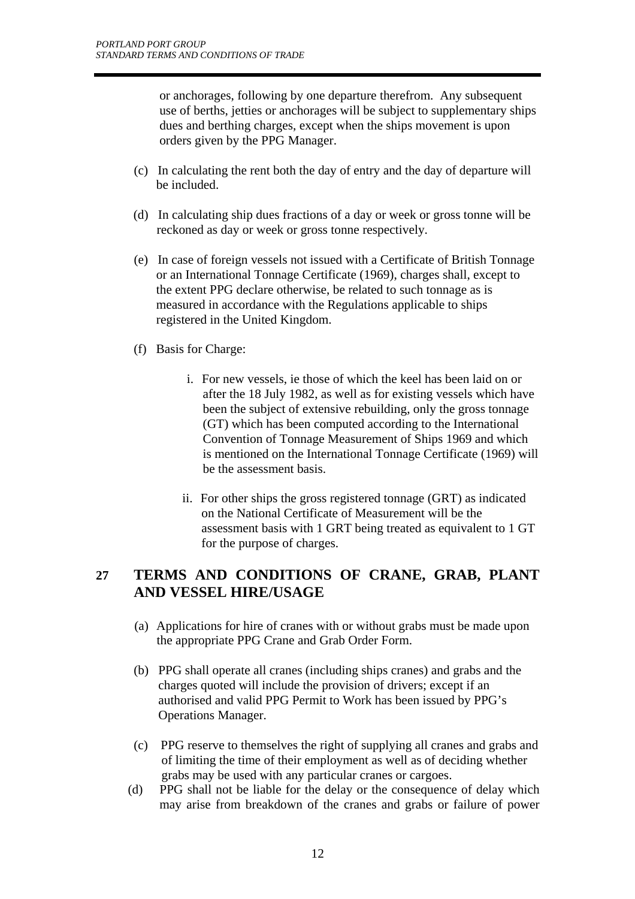or anchorages, following by one departure therefrom. Any subsequent use of berths, jetties or anchorages will be subject to supplementary ships dues and berthing charges, except when the ships movement is upon orders given by the PPG Manager.

(c) In calculating the rent both the day of entry and the day of departure will be included.

(d) In calculating ship dues fractions of a day or week or gross tonne will be reckoned as day or week or gross tonne respectively.

(e) In case of foreign vessels not issued with a Certificate of British Tonnage or an International Tonnage Certificate (1969), charges shall, except to the extent PPG declare otherwise, be related to such tonnage as is measured in accordance with the Regulations applicable to ships registered in the United Kingdom.

(f) Basis for Charge:

i. For new vessels, ie those of which the keel has been laid on or after the 18 July 1982, as well as for existing vessels which have been the subject of extensive rebuilding, only the gross tonnage (GT) which has been computed according to the International Convention of Tonnage Measurement of Ships 1969 and which is mentioned on the International Tonnage Certificate (1969) will be the assessment basis.

ii. For other ships the gross registered tonnage (GRT) as indicated on the National Certificate of Measurement will be the assessment basis with 1 GRT being treated as equivalent to 1 GT for the purpose of charges.

## 27 TERMS AND CONDITIONS OF CRANE, GRAB, PLANT AND VESSEL HIRE/USAGE

(a) Applications for hire of cranes with or without grabs must be made upon the appropriate PPG Crane and Grab Order Form.

(b) PPG shall operate all cranes (including ships cranes) and grabs and the charges quoted will include the provision of drivers; except if an authorised and valid PPG Permit to Work has been issued by PPG's Operations Manager.

(c) PPG reserve to themselves the right of supplying all cranes and grabs and of limiting the time of their employment as well as of deciding whether grabs may be used with any particular cranes or cargoes.

(d) PPG shall not be liable for the delay or the consequence of delay which may arise from breakdown of the cranes and grabs or failure of power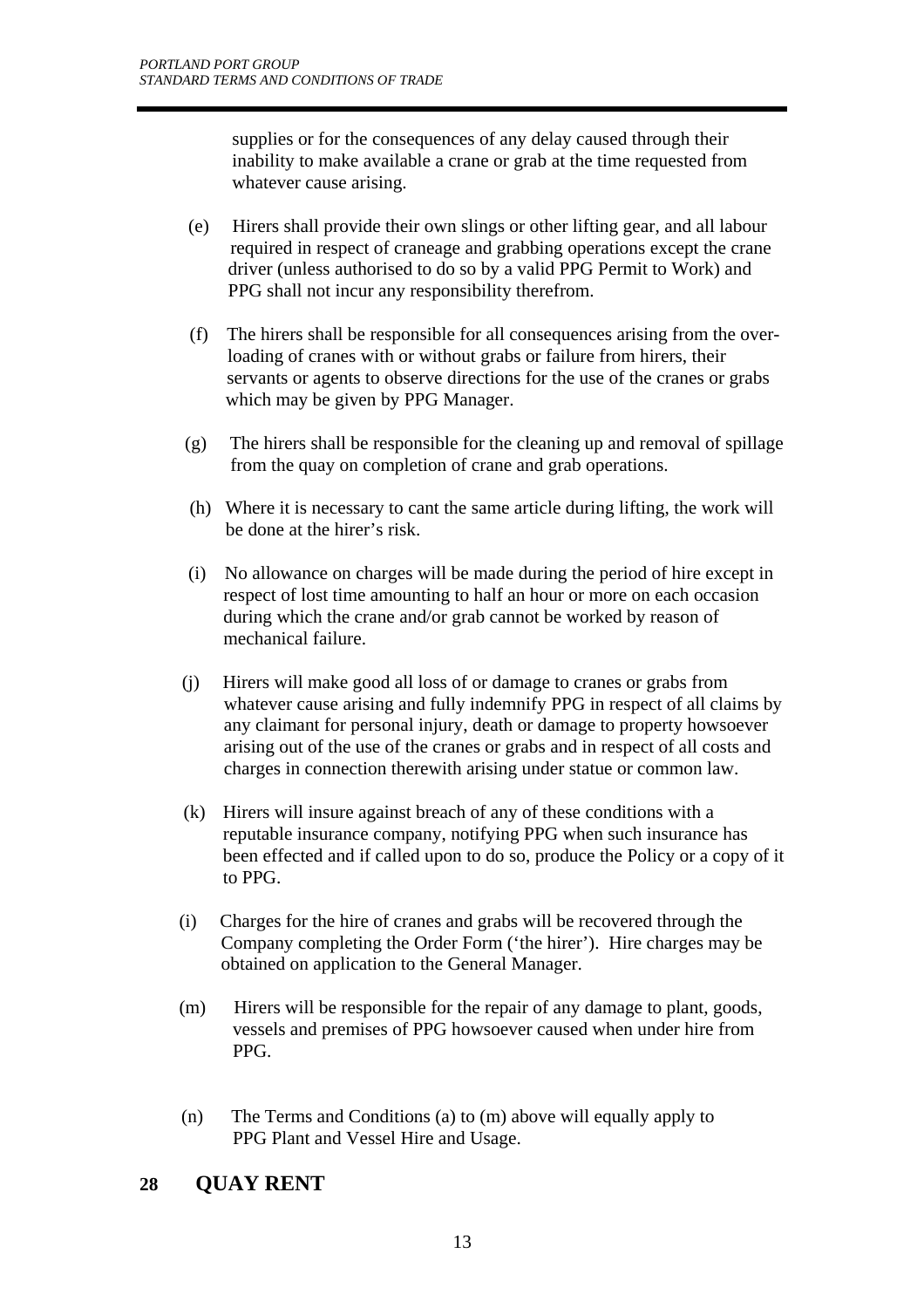supplies or for the consequences of any delay caused through their inability to make available a crane or grab at the time requested from whatever cause arising.

(e) Hirers shall provide their own slings or other lifting gear, and all labour required in respect of craneage and grabbing operations except the crane driver (unless authorised to do so by a valid PPG Permit to Work) and PPG shall not incur any responsibility therefrom.

(f) The hirers shall be responsible for all consequences arising from the over-loading of cranes with or without grabs or failure from hirers, their servants or agents to observe directions for the use of the cranes or grabs which may be given by PPG Manager.

(g) The hirers shall be responsible for the cleaning up and removal of spillage from the quay on completion of crane and grab operations.

(h) Where it is necessary to cant the same article during lifting, the work will be done at the hirer's risk.

(i) No allowance on charges will be made during the period of hire except in respect of lost time amounting to half an hour or more on each occasion during which the crane and/or grab cannot be worked by reason of mechanical failure.

(j) Hirers will make good all loss of or damage to cranes or grabs from whatever cause arising and fully indemnify PPG in respect of all claims by any claimant for personal injury, death or damage to property howsoever arising out of the use of the cranes or grabs and in respect of all costs and charges in connection therewith arising under statue or common law.

(k) Hirers will insure against breach of any of these conditions with a reputable insurance company, notifying PPG when such insurance has been effected and if called upon to do so, produce the Policy or a copy of it to PPG.

(i) Charges for the hire of cranes and grabs will be recovered through the Company completing the Order Form ('the hirer'). Hire charges may be obtained on application to the General Manager.

(m) Hirers will be responsible for the repair of any damage to plant, goods, vessels and premises of PPG howsoever caused when under hire from PPG.

(n) The Terms and Conditions (a) to (m) above will equally apply to PPG Plant and Vessel Hire and Usage.

## 28 QUAY RENT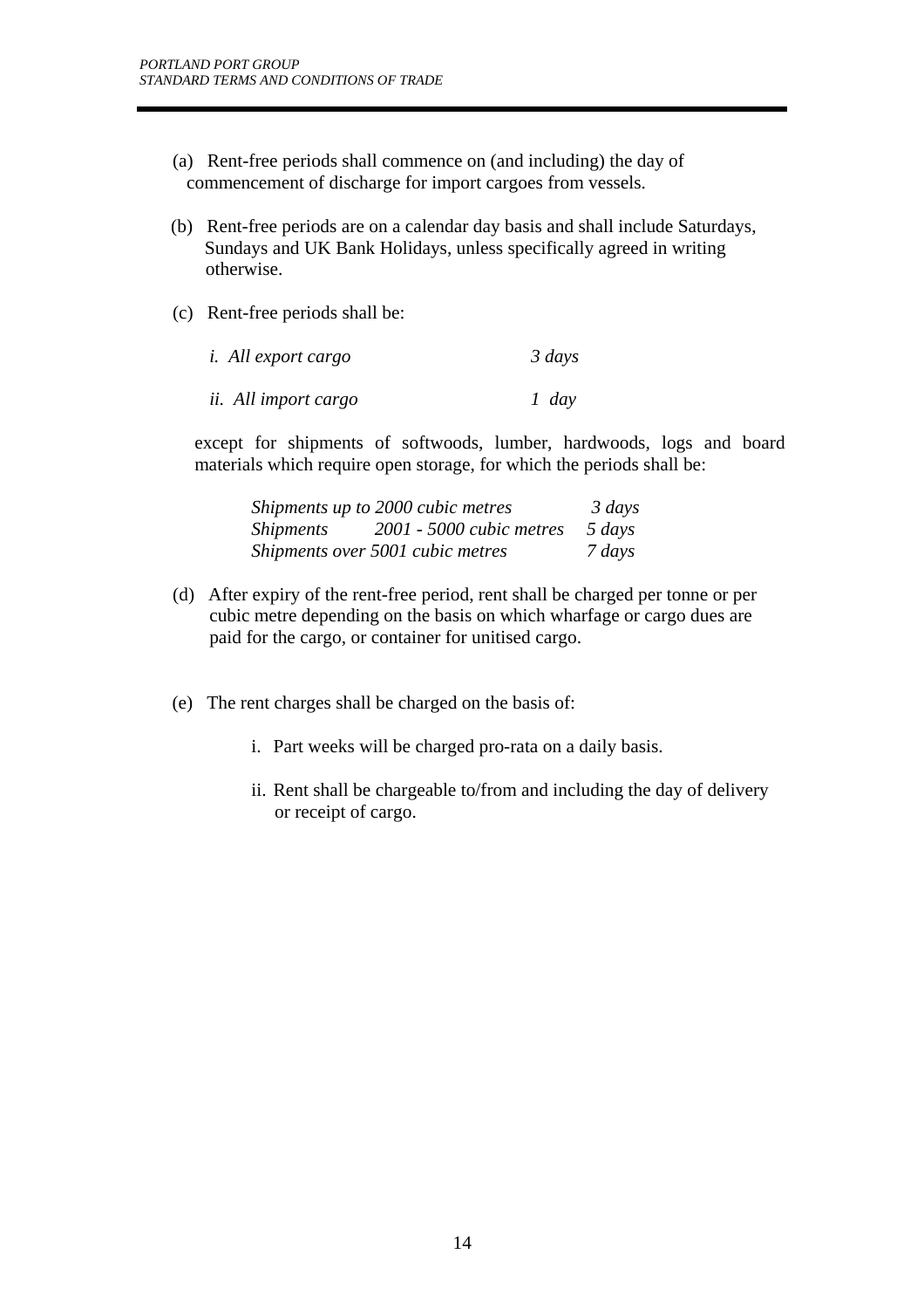(a) Rent-free periods shall commence on (and including) the day of commencement of discharge for import cargoes from vessels.

(b) Rent-free periods are on a calendar day basis and shall include Saturdays, Sundays and UK Bank Holidays, unless specifically agreed in writing otherwise.

(c) Rent-free periods shall be:

| | |
|---|---|
| *i. All export cargo* | *3 days* |
| *ii. All import cargo* | *1 day* |

except for shipments of softwoods, lumber, hardwoods, logs and board materials which require open storage, for which the periods shall be:

| | |
|---|---|
| *Shipments up to 2000 cubic metres* | *3 days* |
| *Shipments 2001 - 5000 cubic metres* | *5 days* |
| *Shipments over 5001 cubic metres* | *7 days* |

(d) After expiry of the rent-free period, rent shall be charged per tonne or per cubic metre depending on the basis on which wharfage or cargo dues are paid for the cargo, or container for unitised cargo.

(e) The rent charges shall be charged on the basis of:

i. Part weeks will be charged pro-rata on a daily basis.

ii. Rent shall be chargeable to/from and including the day of delivery or receipt of cargo.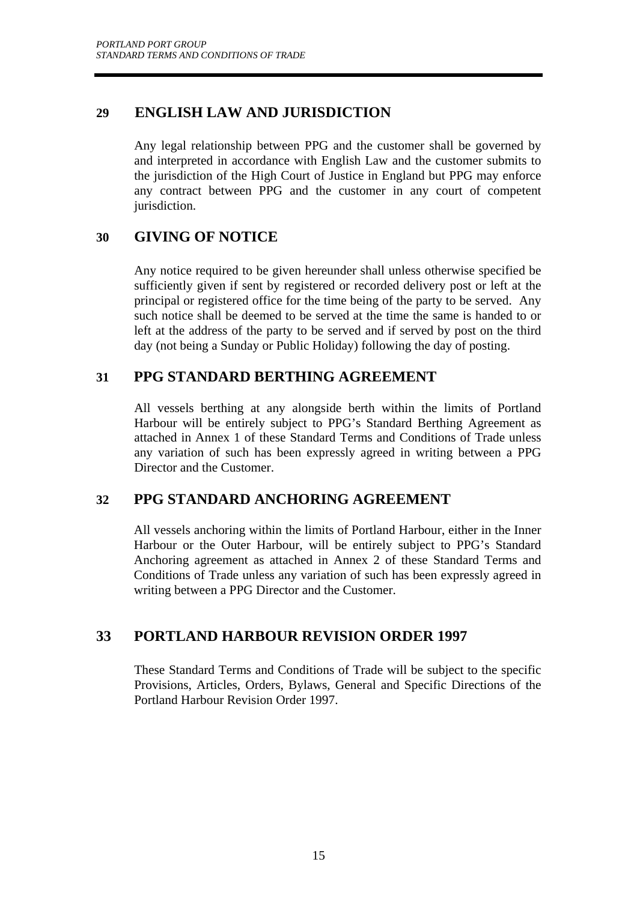## 29 ENGLISH LAW AND JURISDICTION

Any legal relationship between PPG and the customer shall be governed by and interpreted in accordance with English Law and the customer submits to the jurisdiction of the High Court of Justice in England but PPG may enforce any contract between PPG and the customer in any court of competent jurisdiction.

## 30 GIVING OF NOTICE

Any notice required to be given hereunder shall unless otherwise specified be sufficiently given if sent by registered or recorded delivery post or left at the principal or registered office for the time being of the party to be served. Any such notice shall be deemed to be served at the time the same is handed to or left at the address of the party to be served and if served by post on the third day (not being a Sunday or Public Holiday) following the day of posting.

## 31 PPG STANDARD BERTHING AGREEMENT

All vessels berthing at any alongside berth within the limits of Portland Harbour will be entirely subject to PPG's Standard Berthing Agreement as attached in Annex 1 of these Standard Terms and Conditions of Trade unless any variation of such has been expressly agreed in writing between a PPG Director and the Customer.

## 32 PPG STANDARD ANCHORING AGREEMENT

All vessels anchoring within the limits of Portland Harbour, either in the Inner Harbour or the Outer Harbour, will be entirely subject to PPG's Standard Anchoring agreement as attached in Annex 2 of these Standard Terms and Conditions of Trade unless any variation of such has been expressly agreed in writing between a PPG Director and the Customer.

## 33 PORTLAND HARBOUR REVISION ORDER 1997

These Standard Terms and Conditions of Trade will be subject to the specific Provisions, Articles, Orders, Bylaws, General and Specific Directions of the Portland Harbour Revision Order 1997.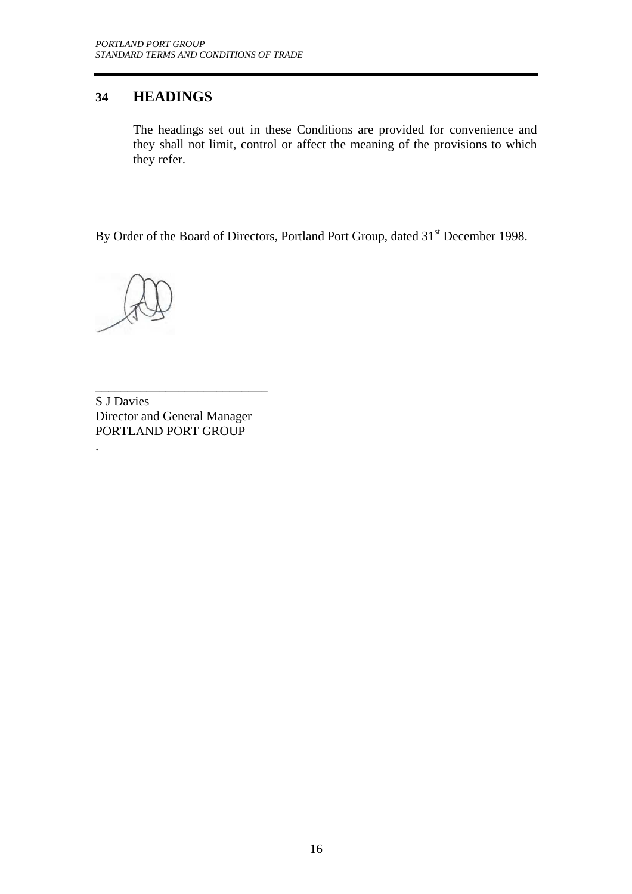## 34 HEADINGS

The headings set out in these Conditions are provided for convenience and they shall not limit, control or affect the meaning of the provisions to which they refer.

By Order of the Board of Directors, Portland Port Group, dated 31st December 1998.

\_\_\_\_\_\_\_\_\_\_\_\_\_\_\_\_\_\_\_\_\_\_\_\_\_\_\_

S J Davies
Director and General Manager
PORTLAND PORT GROUP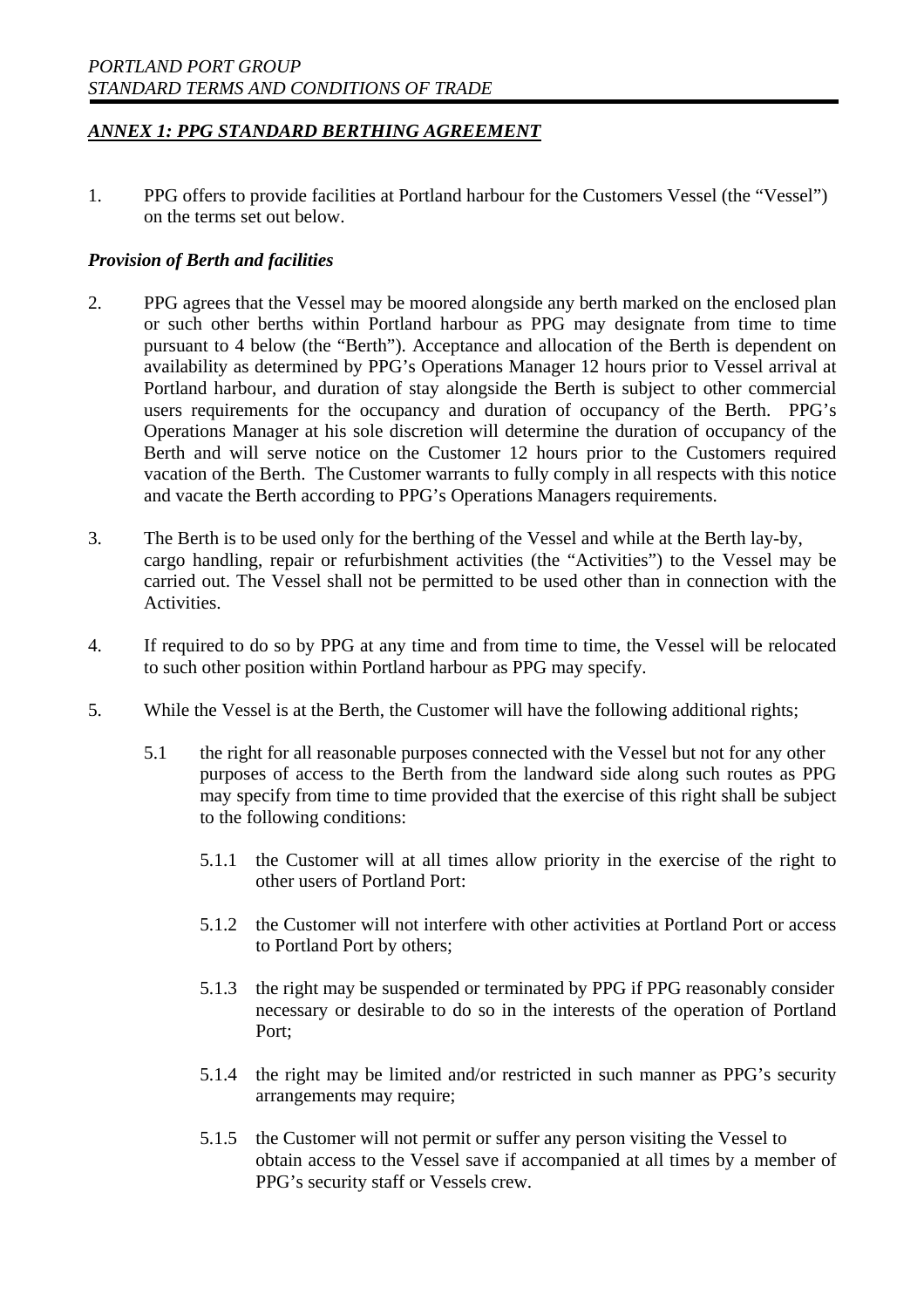## *ANNEX 1: PPG STANDARD BERTHING AGREEMENT*

1. PPG offers to provide facilities at Portland harbour for the Customers Vessel (the "Vessel") on the terms set out below.

***Provision of Berth and facilities***

2. PPG agrees that the Vessel may be moored alongside any berth marked on the enclosed plan or such other berths within Portland harbour as PPG may designate from time to time pursuant to 4 below (the "Berth"). Acceptance and allocation of the Berth is dependent on availability as determined by PPG's Operations Manager 12 hours prior to Vessel arrival at Portland harbour, and duration of stay alongside the Berth is subject to other commercial users requirements for the occupancy and duration of occupancy of the Berth. PPG's Operations Manager at his sole discretion will determine the duration of occupancy of the Berth and will serve notice on the Customer 12 hours prior to the Customers required vacation of the Berth. The Customer warrants to fully comply in all respects with this notice and vacate the Berth according to PPG's Operations Managers requirements.

3. The Berth is to be used only for the berthing of the Vessel and while at the Berth lay-by, cargo handling, repair or refurbishment activities (the "Activities") to the Vessel may be carried out. The Vessel shall not be permitted to be used other than in connection with the Activities.

4. If required to do so by PPG at any time and from time to time, the Vessel will be relocated to such other position within Portland harbour as PPG may specify.

5. While the Vessel is at the Berth, the Customer will have the following additional rights;

    5.1 the right for all reasonable purposes connected with the Vessel but not for any other purposes of access to the Berth from the landward side along such routes as PPG may specify from time to time provided that the exercise of this right shall be subject to the following conditions:

        5.1.1 the Customer will at all times allow priority in the exercise of the right to other users of Portland Port:

        5.1.2 the Customer will not interfere with other activities at Portland Port or access to Portland Port by others;

        5.1.3 the right may be suspended or terminated by PPG if PPG reasonably consider necessary or desirable to do so in the interests of the operation of Portland Port;

        5.1.4 the right may be limited and/or restricted in such manner as PPG's security arrangements may require;

        5.1.5 the Customer will not permit or suffer any person visiting the Vessel to obtain access to the Vessel save if accompanied at all times by a member of PPG's security staff or Vessels crew.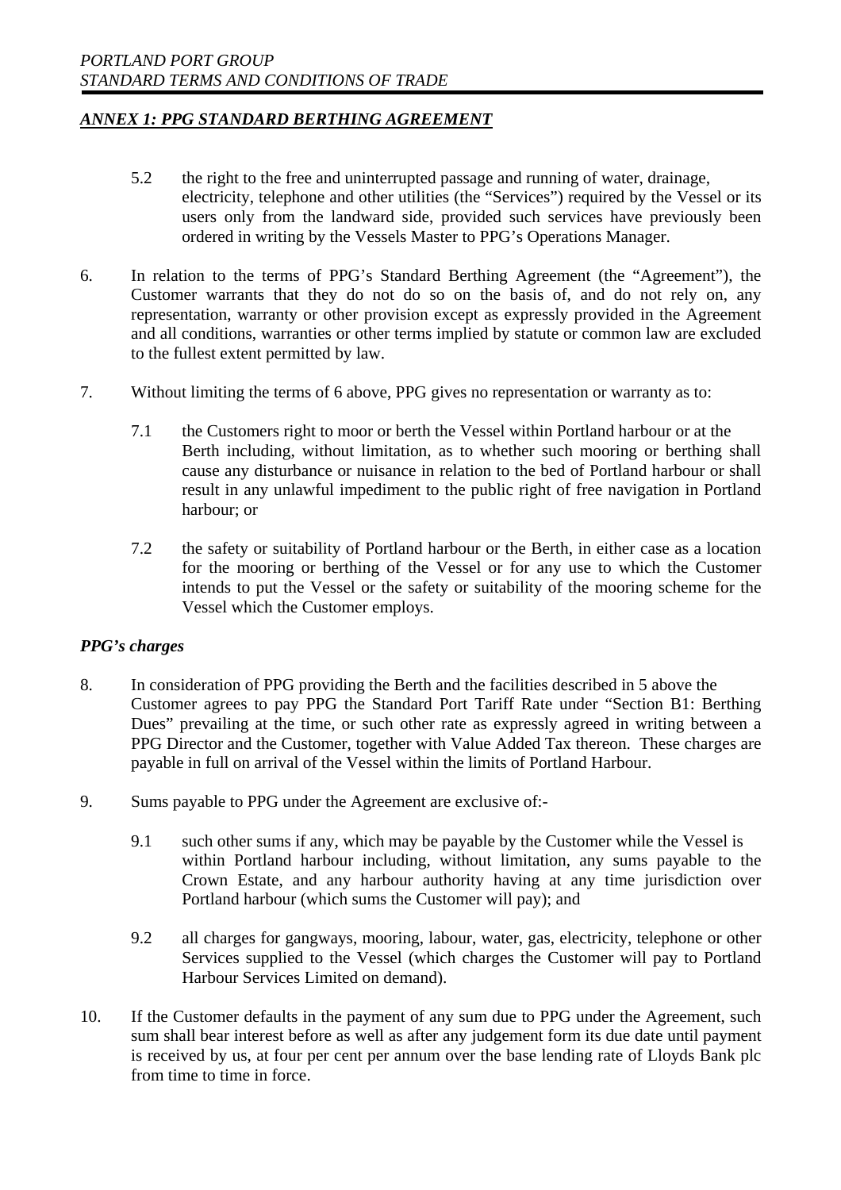## *ANNEX 1: PPG STANDARD BERTHING AGREEMENT*

5.2 the right to the free and uninterrupted passage and running of water, drainage, electricity, telephone and other utilities (the "Services") required by the Vessel or its users only from the landward side, provided such services have previously been ordered in writing by the Vessels Master to PPG's Operations Manager.

6. In relation to the terms of PPG's Standard Berthing Agreement (the "Agreement"), the Customer warrants that they do not do so on the basis of, and do not rely on, any representation, warranty or other provision except as expressly provided in the Agreement and all conditions, warranties or other terms implied by statute or common law are excluded to the fullest extent permitted by law.

7. Without limiting the terms of 6 above, PPG gives no representation or warranty as to:

   7.1 the Customers right to moor or berth the Vessel within Portland harbour or at the Berth including, without limitation, as to whether such mooring or berthing shall cause any disturbance or nuisance in relation to the bed of Portland harbour or shall result in any unlawful impediment to the public right of free navigation in Portland harbour; or

   7.2 the safety or suitability of Portland harbour or the Berth, in either case as a location for the mooring or berthing of the Vessel or for any use to which the Customer intends to put the Vessel or the safety or suitability of the mooring scheme for the Vessel which the Customer employs.

### *PPG's charges*

8. In consideration of PPG providing the Berth and the facilities described in 5 above the Customer agrees to pay PPG the Standard Port Tariff Rate under "Section B1: Berthing Dues" prevailing at the time, or such other rate as expressly agreed in writing between a PPG Director and the Customer, together with Value Added Tax thereon. These charges are payable in full on arrival of the Vessel within the limits of Portland Harbour.

9. Sums payable to PPG under the Agreement are exclusive of:-

   9.1 such other sums if any, which may be payable by the Customer while the Vessel is within Portland harbour including, without limitation, any sums payable to the Crown Estate, and any harbour authority having at any time jurisdiction over Portland harbour (which sums the Customer will pay); and

   9.2 all charges for gangways, mooring, labour, water, gas, electricity, telephone or other Services supplied to the Vessel (which charges the Customer will pay to Portland Harbour Services Limited on demand).

10. If the Customer defaults in the payment of any sum due to PPG under the Agreement, such sum shall bear interest before as well as after any judgement form its due date until payment is received by us, at four per cent per annum over the base lending rate of Lloyds Bank plc from time to time in force.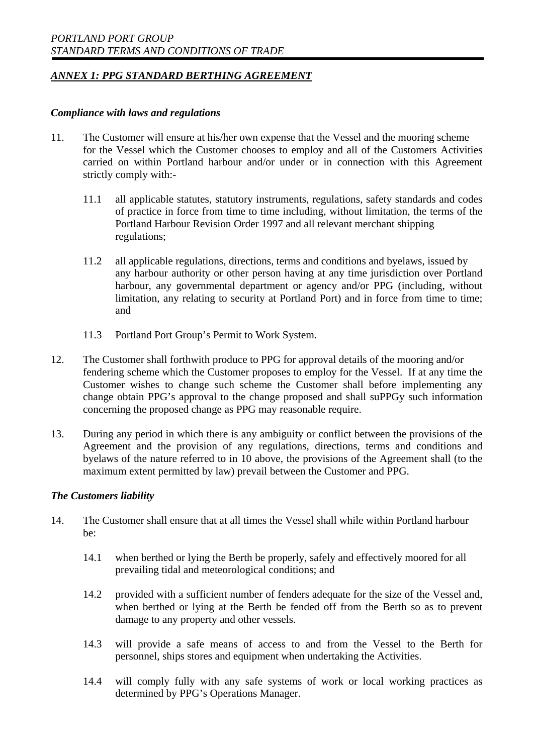## *ANNEX 1: PPG STANDARD BERTHING AGREEMENT*

### *Compliance with laws and regulations*

11. The Customer will ensure at his/her own expense that the Vessel and the mooring scheme for the Vessel which the Customer chooses to employ and all of the Customers Activities carried on within Portland harbour and/or under or in connection with this Agreement strictly comply with:-

    11.1 all applicable statutes, statutory instruments, regulations, safety standards and codes of practice in force from time to time including, without limitation, the terms of the Portland Harbour Revision Order 1997 and all relevant merchant shipping regulations;

    11.2 all applicable regulations, directions, terms and conditions and byelaws, issued by any harbour authority or other person having at any time jurisdiction over Portland harbour, any governmental department or agency and/or PPG (including, without limitation, any relating to security at Portland Port) and in force from time to time; and

    11.3 Portland Port Group's Permit to Work System.

12. The Customer shall forthwith produce to PPG for approval details of the mooring and/or fendering scheme which the Customer proposes to employ for the Vessel. If at any time the Customer wishes to change such scheme the Customer shall before implementing any change obtain PPG's approval to the change proposed and shall suPPGy such information concerning the proposed change as PPG may reasonable require.

13. During any period in which there is any ambiguity or conflict between the provisions of the Agreement and the provision of any regulations, directions, terms and conditions and byelaws of the nature referred to in 10 above, the provisions of the Agreement shall (to the maximum extent permitted by law) prevail between the Customer and PPG.

### *The Customers liability*

14. The Customer shall ensure that at all times the Vessel shall while within Portland harbour be:

    14.1 when berthed or lying the Berth be properly, safely and effectively moored for all prevailing tidal and meteorological conditions; and

    14.2 provided with a sufficient number of fenders adequate for the size of the Vessel and, when berthed or lying at the Berth be fended off from the Berth so as to prevent damage to any property and other vessels.

    14.3 will provide a safe means of access to and from the Vessel to the Berth for personnel, ships stores and equipment when undertaking the Activities.

    14.4 will comply fully with any safe systems of work or local working practices as determined by PPG's Operations Manager.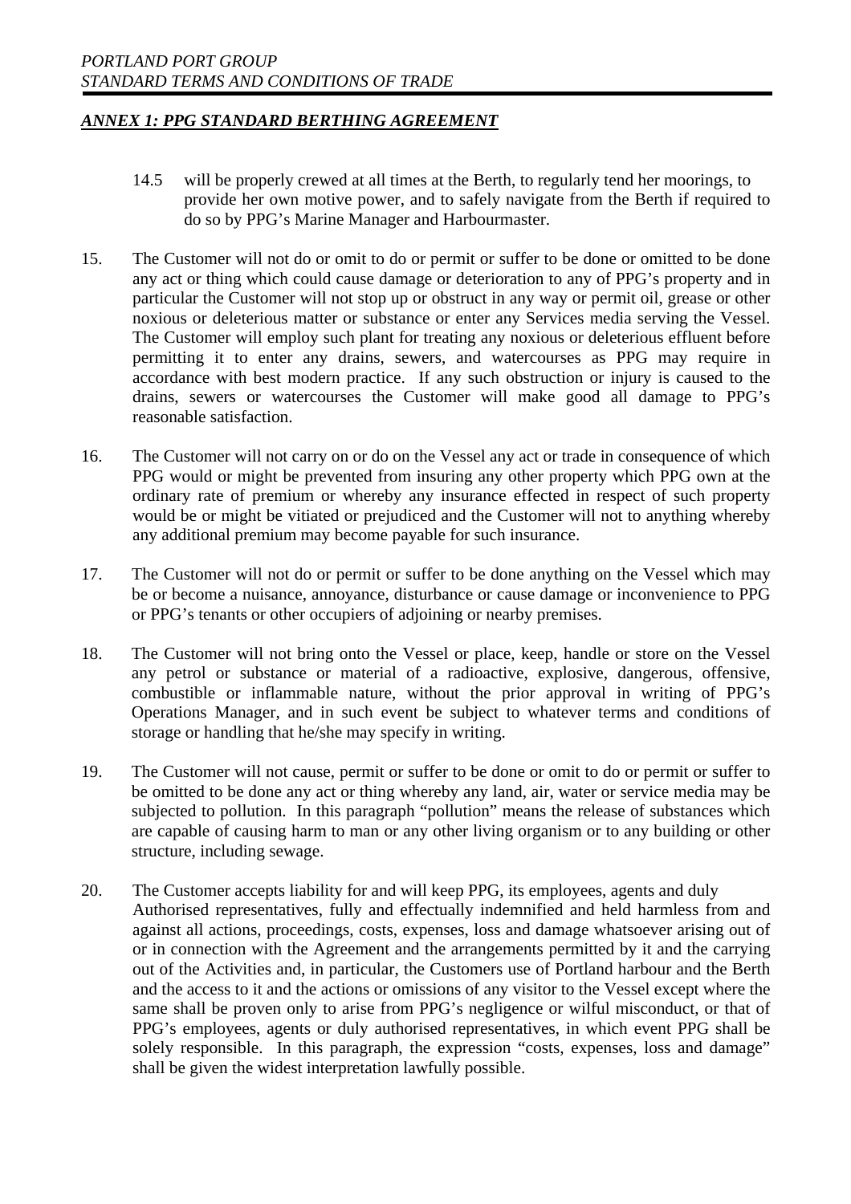## *ANNEX 1: PPG STANDARD BERTHING AGREEMENT*

14.5 will be properly crewed at all times at the Berth, to regularly tend her moorings, to provide her own motive power, and to safely navigate from the Berth if required to do so by PPG's Marine Manager and Harbourmaster.

15. The Customer will not do or omit to do or permit or suffer to be done or omitted to be done any act or thing which could cause damage or deterioration to any of PPG's property and in particular the Customer will not stop up or obstruct in any way or permit oil, grease or other noxious or deleterious matter or substance or enter any Services media serving the Vessel. The Customer will employ such plant for treating any noxious or deleterious effluent before permitting it to enter any drains, sewers, and watercourses as PPG may require in accordance with best modern practice. If any such obstruction or injury is caused to the drains, sewers or watercourses the Customer will make good all damage to PPG's reasonable satisfaction.

16. The Customer will not carry on or do on the Vessel any act or trade in consequence of which PPG would or might be prevented from insuring any other property which PPG own at the ordinary rate of premium or whereby any insurance effected in respect of such property would be or might be vitiated or prejudiced and the Customer will not to anything whereby any additional premium may become payable for such insurance.

17. The Customer will not do or permit or suffer to be done anything on the Vessel which may be or become a nuisance, annoyance, disturbance or cause damage or inconvenience to PPG or PPG's tenants or other occupiers of adjoining or nearby premises.

18. The Customer will not bring onto the Vessel or place, keep, handle or store on the Vessel any petrol or substance or material of a radioactive, explosive, dangerous, offensive, combustible or inflammable nature, without the prior approval in writing of PPG's Operations Manager, and in such event be subject to whatever terms and conditions of storage or handling that he/she may specify in writing.

19. The Customer will not cause, permit or suffer to be done or omit to do or permit or suffer to be omitted to be done any act or thing whereby any land, air, water or service media may be subjected to pollution. In this paragraph "pollution" means the release of substances which are capable of causing harm to man or any other living organism or to any building or other structure, including sewage.

20. The Customer accepts liability for and will keep PPG, its employees, agents and duly Authorised representatives, fully and effectually indemnified and held harmless from and against all actions, proceedings, costs, expenses, loss and damage whatsoever arising out of or in connection with the Agreement and the arrangements permitted by it and the carrying out of the Activities and, in particular, the Customers use of Portland harbour and the Berth and the access to it and the actions or omissions of any visitor to the Vessel except where the same shall be proven only to arise from PPG's negligence or wilful misconduct, or that of PPG's employees, agents or duly authorised representatives, in which event PPG shall be solely responsible. In this paragraph, the expression "costs, expenses, loss and damage" shall be given the widest interpretation lawfully possible.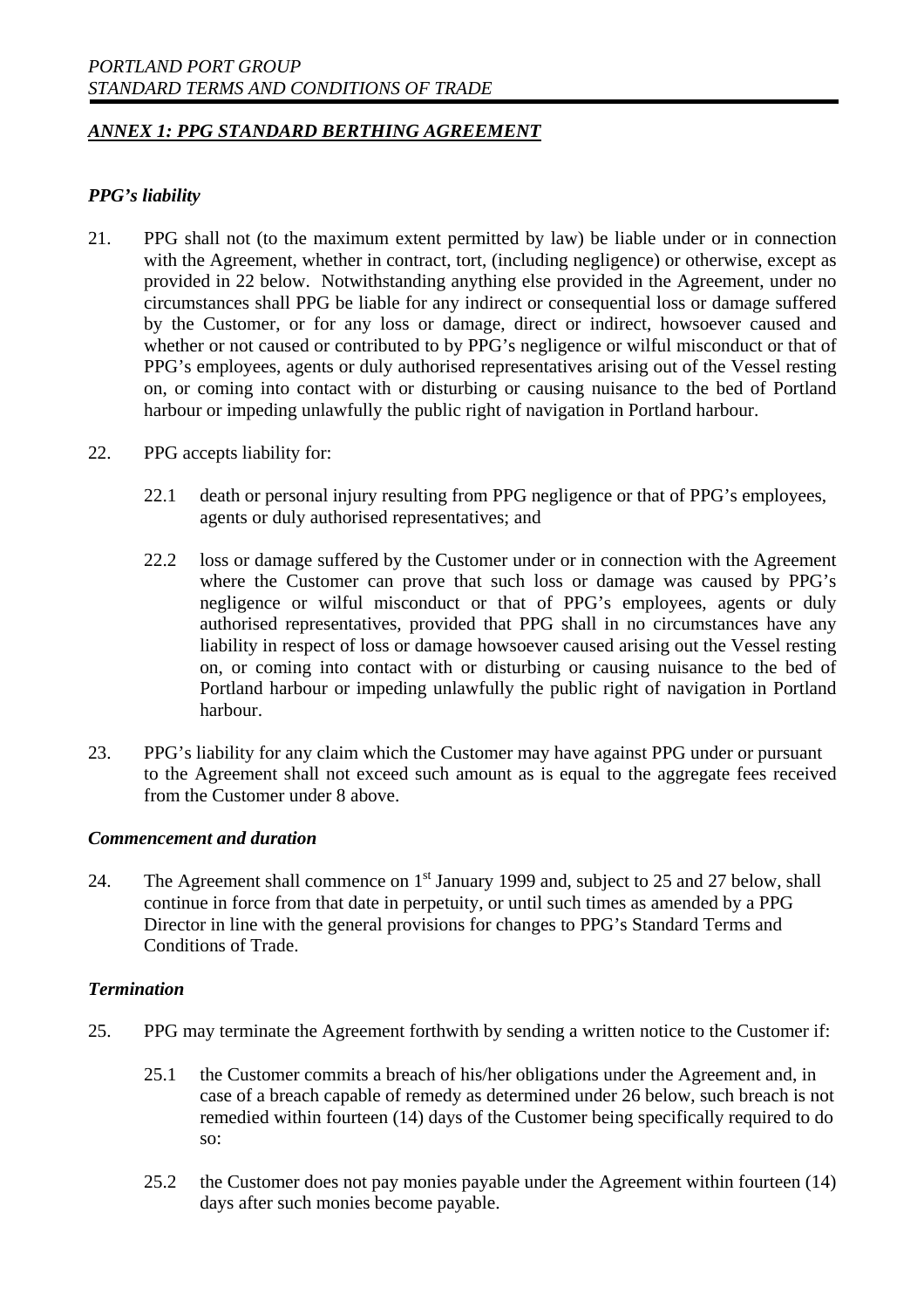## *ANNEX 1: PPG STANDARD BERTHING AGREEMENT*

### *PPG's liability*

21. PPG shall not (to the maximum extent permitted by law) be liable under or in connection with the Agreement, whether in contract, tort, (including negligence) or otherwise, except as provided in 22 below. Notwithstanding anything else provided in the Agreement, under no circumstances shall PPG be liable for any indirect or consequential loss or damage suffered by the Customer, or for any loss or damage, direct or indirect, howsoever caused and whether or not caused or contributed to by PPG's negligence or wilful misconduct or that of PPG's employees, agents or duly authorised representatives arising out of the Vessel resting on, or coming into contact with or disturbing or causing nuisance to the bed of Portland harbour or impeding unlawfully the public right of navigation in Portland harbour.

22. PPG accepts liability for:

    22.1 death or personal injury resulting from PPG negligence or that of PPG's employees, agents or duly authorised representatives; and

    22.2 loss or damage suffered by the Customer under or in connection with the Agreement where the Customer can prove that such loss or damage was caused by PPG's negligence or wilful misconduct or that of PPG's employees, agents or duly authorised representatives, provided that PPG shall in no circumstances have any liability in respect of loss or damage howsoever caused arising out the Vessel resting on, or coming into contact with or disturbing or causing nuisance to the bed of Portland harbour or impeding unlawfully the public right of navigation in Portland harbour.

23. PPG's liability for any claim which the Customer may have against PPG under or pursuant to the Agreement shall not exceed such amount as is equal to the aggregate fees received from the Customer under 8 above.

### *Commencement and duration*

24. The Agreement shall commence on 1st January 1999 and, subject to 25 and 27 below, shall continue in force from that date in perpetuity, or until such times as amended by a PPG Director in line with the general provisions for changes to PPG's Standard Terms and Conditions of Trade.

### *Termination*

25. PPG may terminate the Agreement forthwith by sending a written notice to the Customer if:

    25.1 the Customer commits a breach of his/her obligations under the Agreement and, in case of a breach capable of remedy as determined under 26 below, such breach is not remedied within fourteen (14) days of the Customer being specifically required to do so:

    25.2 the Customer does not pay monies payable under the Agreement within fourteen (14) days after such monies become payable.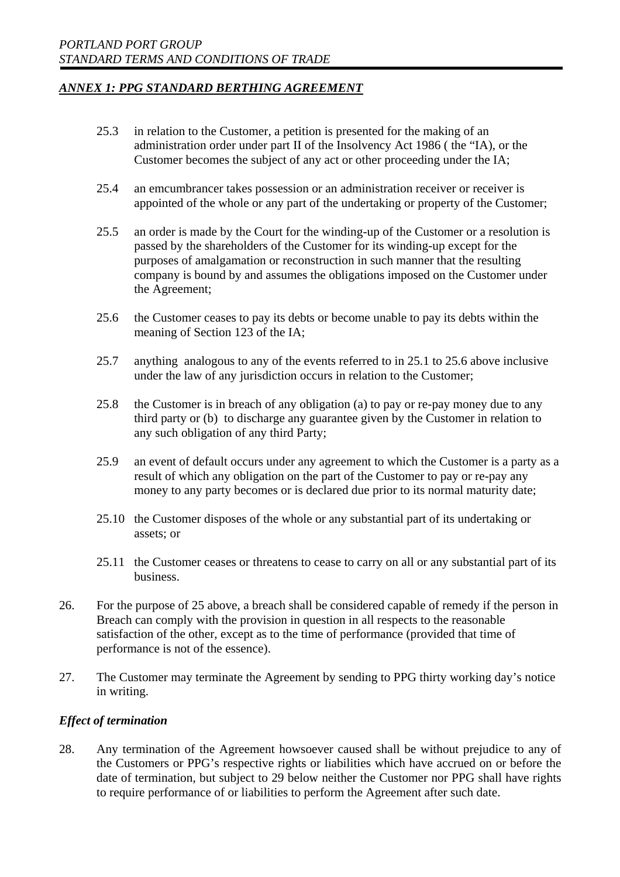## *ANNEX 1: PPG STANDARD BERTHING AGREEMENT*

25.3 in relation to the Customer, a petition is presented for the making of an administration order under part II of the Insolvency Act 1986 ( the "IA), or the Customer becomes the subject of any act or other proceeding under the IA;

25.4 an emcumbrancer takes possession or an administration receiver or receiver is appointed of the whole or any part of the undertaking or property of the Customer;

25.5 an order is made by the Court for the winding-up of the Customer or a resolution is passed by the shareholders of the Customer for its winding-up except for the purposes of amalgamation or reconstruction in such manner that the resulting company is bound by and assumes the obligations imposed on the Customer under the Agreement;

25.6 the Customer ceases to pay its debts or become unable to pay its debts within the meaning of Section 123 of the IA;

25.7 anything analogous to any of the events referred to in 25.1 to 25.6 above inclusive under the law of any jurisdiction occurs in relation to the Customer;

25.8 the Customer is in breach of any obligation (a) to pay or re-pay money due to any third party or (b) to discharge any guarantee given by the Customer in relation to any such obligation of any third Party;

25.9 an event of default occurs under any agreement to which the Customer is a party as a result of which any obligation on the part of the Customer to pay or re-pay any money to any party becomes or is declared due prior to its normal maturity date;

25.10 the Customer disposes of the whole or any substantial part of its undertaking or assets; or

25.11 the Customer ceases or threatens to cease to carry on all or any substantial part of its business.

26. For the purpose of 25 above, a breach shall be considered capable of remedy if the person in Breach can comply with the provision in question in all respects to the reasonable satisfaction of the other, except as to the time of performance (provided that time of performance is not of the essence).

27. The Customer may terminate the Agreement by sending to PPG thirty working day's notice in writing.

### *Effect of termination*

28. Any termination of the Agreement howsoever caused shall be without prejudice to any of the Customers or PPG's respective rights or liabilities which have accrued on or before the date of termination, but subject to 29 below neither the Customer nor PPG shall have rights to require performance of or liabilities to perform the Agreement after such date.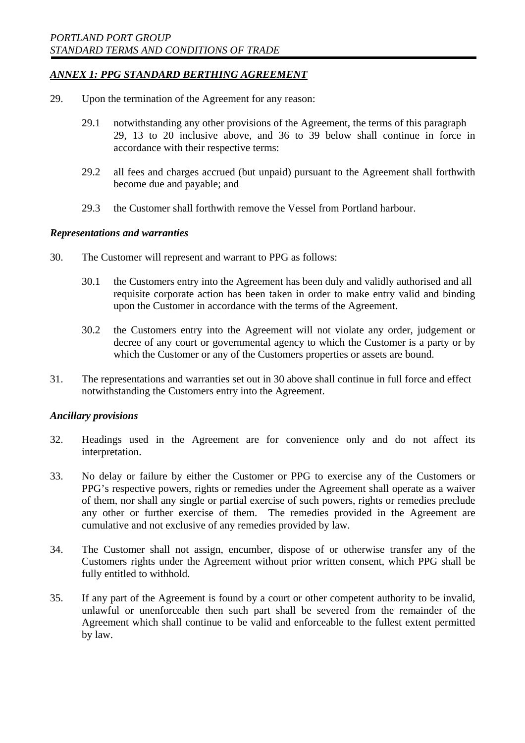## *ANNEX 1: PPG STANDARD BERTHING AGREEMENT*

29. Upon the termination of the Agreement for any reason:

    29.1 notwithstanding any other provisions of the Agreement, the terms of this paragraph 29, 13 to 20 inclusive above, and 36 to 39 below shall continue in force in accordance with their respective terms:

    29.2 all fees and charges accrued (but unpaid) pursuant to the Agreement shall forthwith become due and payable; and

    29.3 the Customer shall forthwith remove the Vessel from Portland harbour.

### *Representations and warranties*

30. The Customer will represent and warrant to PPG as follows:

    30.1 the Customers entry into the Agreement has been duly and validly authorised and all requisite corporate action has been taken in order to make entry valid and binding upon the Customer in accordance with the terms of the Agreement.

    30.2 the Customers entry into the Agreement will not violate any order, judgement or decree of any court or governmental agency to which the Customer is a party or by which the Customer or any of the Customers properties or assets are bound.

31. The representations and warranties set out in 30 above shall continue in full force and effect notwithstanding the Customers entry into the Agreement.

### *Ancillary provisions*

32. Headings used in the Agreement are for convenience only and do not affect its interpretation.

33. No delay or failure by either the Customer or PPG to exercise any of the Customers or PPG's respective powers, rights or remedies under the Agreement shall operate as a waiver of them, nor shall any single or partial exercise of such powers, rights or remedies preclude any other or further exercise of them. The remedies provided in the Agreement are cumulative and not exclusive of any remedies provided by law.

34. The Customer shall not assign, encumber, dispose of or otherwise transfer any of the Customers rights under the Agreement without prior written consent, which PPG shall be fully entitled to withhold.

35. If any part of the Agreement is found by a court or other competent authority to be invalid, unlawful or unenforceable then such part shall be severed from the remainder of the Agreement which shall continue to be valid and enforceable to the fullest extent permitted by law.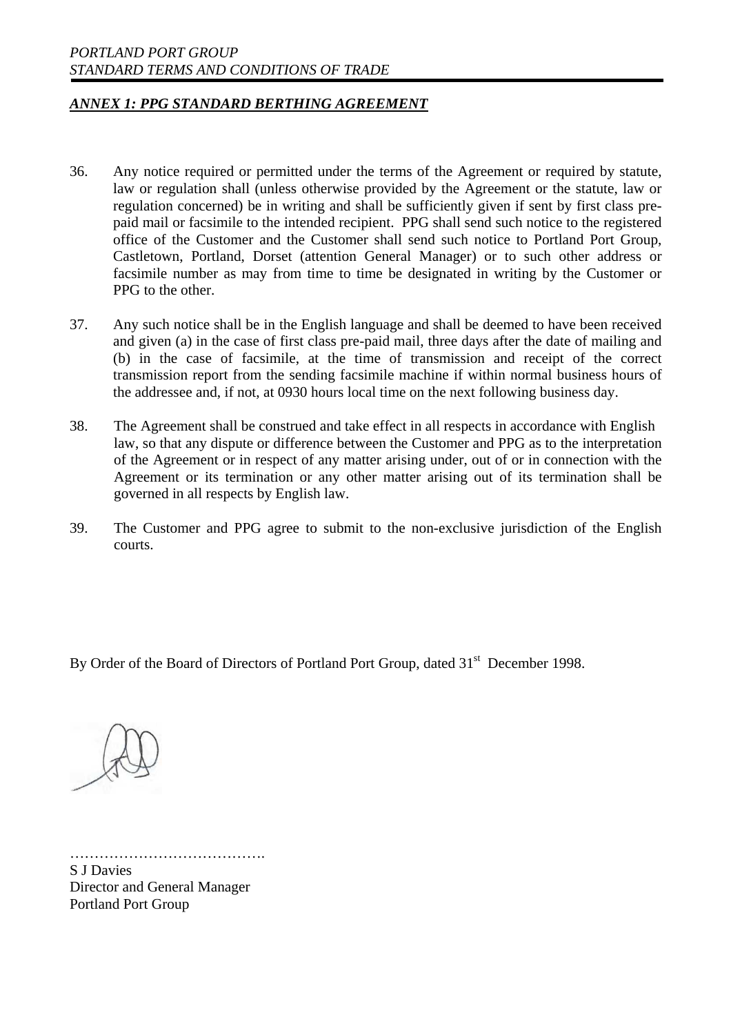## *ANNEX 1: PPG STANDARD BERTHING AGREEMENT*

36. Any notice required or permitted under the terms of the Agreement or required by statute, law or regulation shall (unless otherwise provided by the Agreement or the statute, law or regulation concerned) be in writing and shall be sufficiently given if sent by first class pre-paid mail or facsimile to the intended recipient. PPG shall send such notice to the registered office of the Customer and the Customer shall send such notice to Portland Port Group, Castletown, Portland, Dorset (attention General Manager) or to such other address or facsimile number as may from time to time be designated in writing by the Customer or PPG to the other.

37. Any such notice shall be in the English language and shall be deemed to have been received and given (a) in the case of first class pre-paid mail, three days after the date of mailing and (b) in the case of facsimile, at the time of transmission and receipt of the correct transmission report from the sending facsimile machine if within normal business hours of the addressee and, if not, at 0930 hours local time on the next following business day.

38. The Agreement shall be construed and take effect in all respects in accordance with English law, so that any dispute or difference between the Customer and PPG as to the interpretation of the Agreement or in respect of any matter arising under, out of or in connection with the Agreement or its termination or any other matter arising out of its termination shall be governed in all respects by English law.

39. The Customer and PPG agree to submit to the non-exclusive jurisdiction of the English courts.

By Order of the Board of Directors of Portland Port Group, dated 31st December 1998.

………………………………….
S J Davies
Director and General Manager
Portland Port Group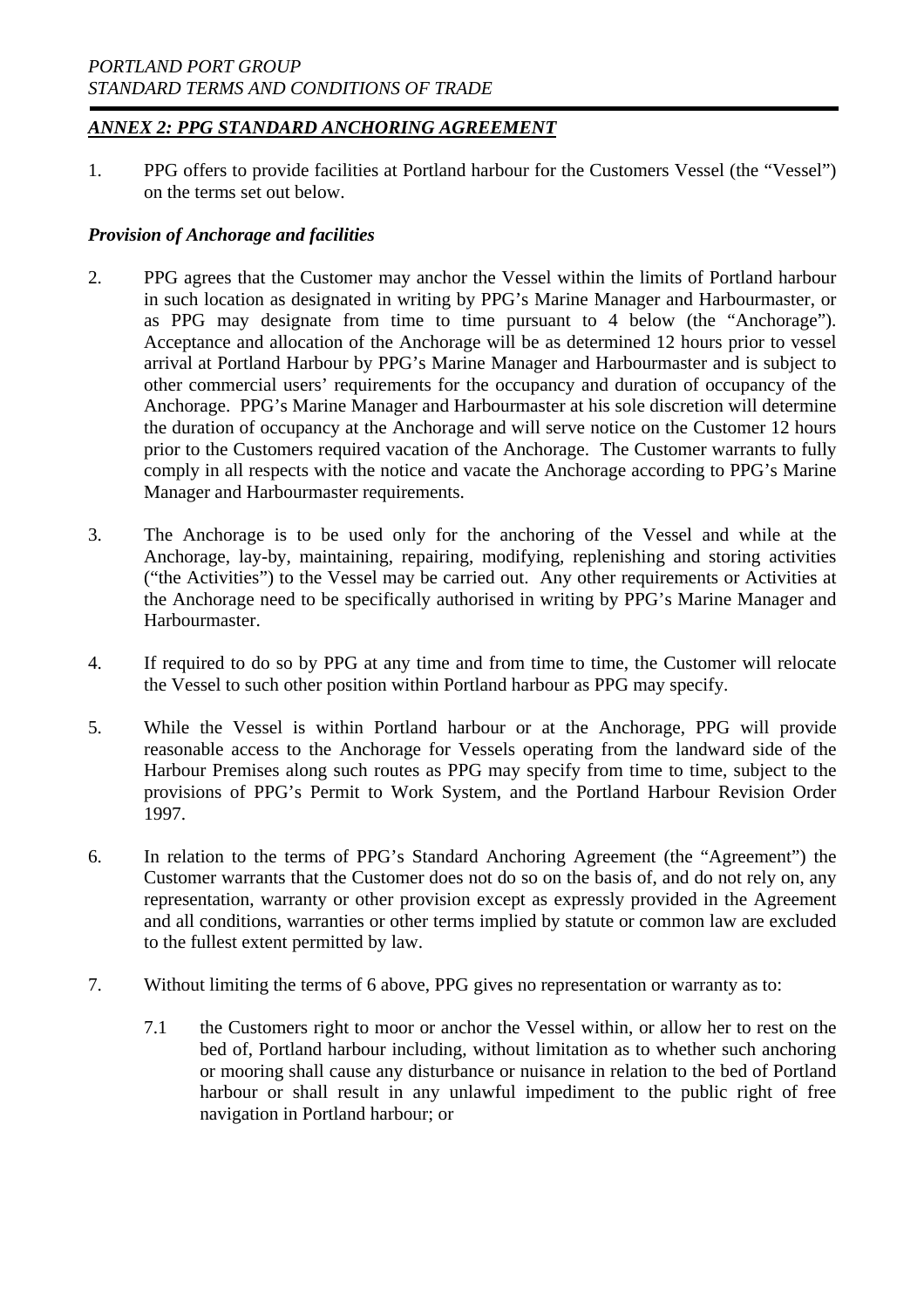## *ANNEX 2: PPG STANDARD ANCHORING AGREEMENT*

1. PPG offers to provide facilities at Portland harbour for the Customers Vessel (the "Vessel") on the terms set out below.

### *Provision of Anchorage and facilities*

2. PPG agrees that the Customer may anchor the Vessel within the limits of Portland harbour in such location as designated in writing by PPG's Marine Manager and Harbourmaster, or as PPG may designate from time to time pursuant to 4 below (the "Anchorage"). Acceptance and allocation of the Anchorage will be as determined 12 hours prior to vessel arrival at Portland Harbour by PPG's Marine Manager and Harbourmaster and is subject to other commercial users' requirements for the occupancy and duration of occupancy of the Anchorage. PPG's Marine Manager and Harbourmaster at his sole discretion will determine the duration of occupancy at the Anchorage and will serve notice on the Customer 12 hours prior to the Customers required vacation of the Anchorage. The Customer warrants to fully comply in all respects with the notice and vacate the Anchorage according to PPG's Marine Manager and Harbourmaster requirements.

3. The Anchorage is to be used only for the anchoring of the Vessel and while at the Anchorage, lay-by, maintaining, repairing, modifying, replenishing and storing activities ("the Activities") to the Vessel may be carried out. Any other requirements or Activities at the Anchorage need to be specifically authorised in writing by PPG's Marine Manager and Harbourmaster.

4. If required to do so by PPG at any time and from time to time, the Customer will relocate the Vessel to such other position within Portland harbour as PPG may specify.

5. While the Vessel is within Portland harbour or at the Anchorage, PPG will provide reasonable access to the Anchorage for Vessels operating from the landward side of the Harbour Premises along such routes as PPG may specify from time to time, subject to the provisions of PPG's Permit to Work System, and the Portland Harbour Revision Order 1997.

6. In relation to the terms of PPG's Standard Anchoring Agreement (the "Agreement") the Customer warrants that the Customer does not do so on the basis of, and do not rely on, any representation, warranty or other provision except as expressly provided in the Agreement and all conditions, warranties or other terms implied by statute or common law are excluded to the fullest extent permitted by law.

7. Without limiting the terms of 6 above, PPG gives no representation or warranty as to:

   7.1 the Customers right to moor or anchor the Vessel within, or allow her to rest on the bed of, Portland harbour including, without limitation as to whether such anchoring or mooring shall cause any disturbance or nuisance in relation to the bed of Portland harbour or shall result in any unlawful impediment to the public right of free navigation in Portland harbour; or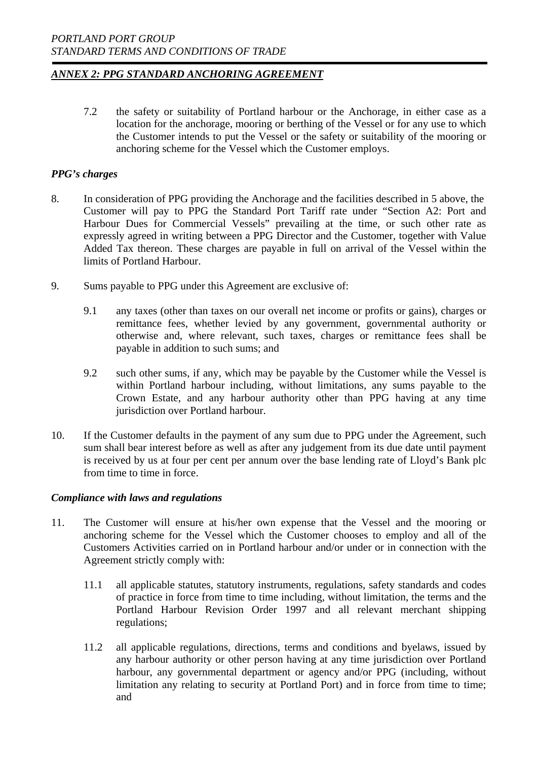## *ANNEX 2: PPG STANDARD ANCHORING AGREEMENT*

7.2 the safety or suitability of Portland harbour or the Anchorage, in either case as a location for the anchorage, mooring or berthing of the Vessel or for any use to which the Customer intends to put the Vessel or the safety or suitability of the mooring or anchoring scheme for the Vessel which the Customer employs.

### *PPG's charges*

8. In consideration of PPG providing the Anchorage and the facilities described in 5 above, the Customer will pay to PPG the Standard Port Tariff rate under "Section A2: Port and Harbour Dues for Commercial Vessels" prevailing at the time, or such other rate as expressly agreed in writing between a PPG Director and the Customer, together with Value Added Tax thereon. These charges are payable in full on arrival of the Vessel within the limits of Portland Harbour.

9. Sums payable to PPG under this Agreement are exclusive of:

   9.1 any taxes (other than taxes on our overall net income or profits or gains), charges or remittance fees, whether levied by any government, governmental authority or otherwise and, where relevant, such taxes, charges or remittance fees shall be payable in addition to such sums; and

   9.2 such other sums, if any, which may be payable by the Customer while the Vessel is within Portland harbour including, without limitations, any sums payable to the Crown Estate, and any harbour authority other than PPG having at any time jurisdiction over Portland harbour.

10. If the Customer defaults in the payment of any sum due to PPG under the Agreement, such sum shall bear interest before as well as after any judgement from its due date until payment is received by us at four per cent per annum over the base lending rate of Lloyd's Bank plc from time to time in force.

### *Compliance with laws and regulations*

11. The Customer will ensure at his/her own expense that the Vessel and the mooring or anchoring scheme for the Vessel which the Customer chooses to employ and all of the Customers Activities carried on in Portland harbour and/or under or in connection with the Agreement strictly comply with:

   11.1 all applicable statutes, statutory instruments, regulations, safety standards and codes of practice in force from time to time including, without limitation, the terms and the Portland Harbour Revision Order 1997 and all relevant merchant shipping regulations;

   11.2 all applicable regulations, directions, terms and conditions and byelaws, issued by any harbour authority or other person having at any time jurisdiction over Portland harbour, any governmental department or agency and/or PPG (including, without limitation any relating to security at Portland Port) and in force from time to time; and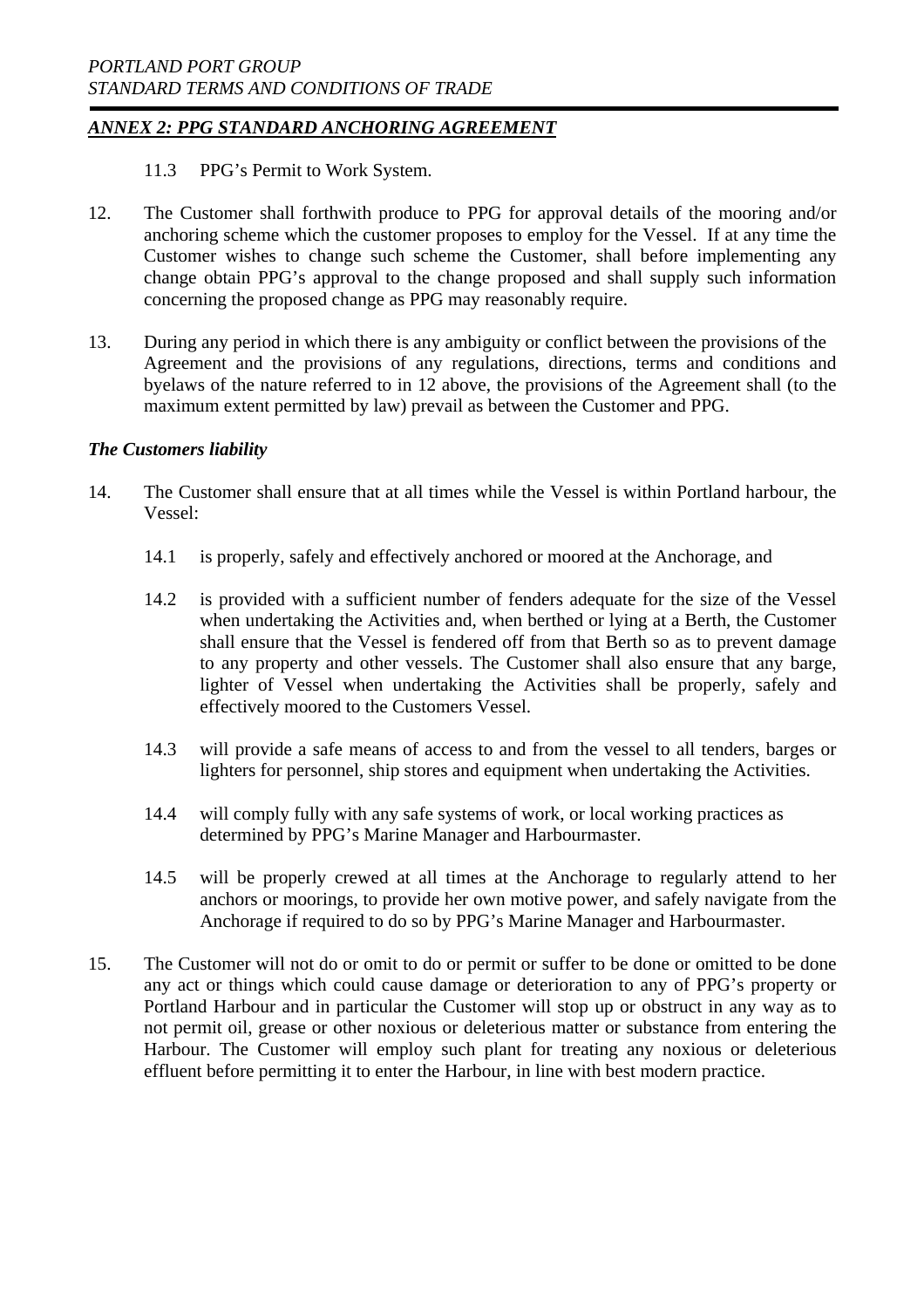## *ANNEX 2: PPG STANDARD ANCHORING AGREEMENT*

11.3 PPG's Permit to Work System.

12. The Customer shall forthwith produce to PPG for approval details of the mooring and/or anchoring scheme which the customer proposes to employ for the Vessel. If at any time the Customer wishes to change such scheme the Customer, shall before implementing any change obtain PPG's approval to the change proposed and shall supply such information concerning the proposed change as PPG may reasonably require.

13. During any period in which there is any ambiguity or conflict between the provisions of the Agreement and the provisions of any regulations, directions, terms and conditions and byelaws of the nature referred to in 12 above, the provisions of the Agreement shall (to the maximum extent permitted by law) prevail as between the Customer and PPG.

### *The Customers liability*

14. The Customer shall ensure that at all times while the Vessel is within Portland harbour, the Vessel:

    14.1 is properly, safely and effectively anchored or moored at the Anchorage, and

    14.2 is provided with a sufficient number of fenders adequate for the size of the Vessel when undertaking the Activities and, when berthed or lying at a Berth, the Customer shall ensure that the Vessel is fendered off from that Berth so as to prevent damage to any property and other vessels. The Customer shall also ensure that any barge, lighter of Vessel when undertaking the Activities shall be properly, safely and effectively moored to the Customers Vessel.

    14.3 will provide a safe means of access to and from the vessel to all tenders, barges or lighters for personnel, ship stores and equipment when undertaking the Activities.

    14.4 will comply fully with any safe systems of work, or local working practices as determined by PPG's Marine Manager and Harbourmaster.

    14.5 will be properly crewed at all times at the Anchorage to regularly attend to her anchors or moorings, to provide her own motive power, and safely navigate from the Anchorage if required to do so by PPG's Marine Manager and Harbourmaster.

15. The Customer will not do or omit to do or permit or suffer to be done or omitted to be done any act or things which could cause damage or deterioration to any of PPG's property or Portland Harbour and in particular the Customer will stop up or obstruct in any way as to not permit oil, grease or other noxious or deleterious matter or substance from entering the Harbour. The Customer will employ such plant for treating any noxious or deleterious effluent before permitting it to enter the Harbour, in line with best modern practice.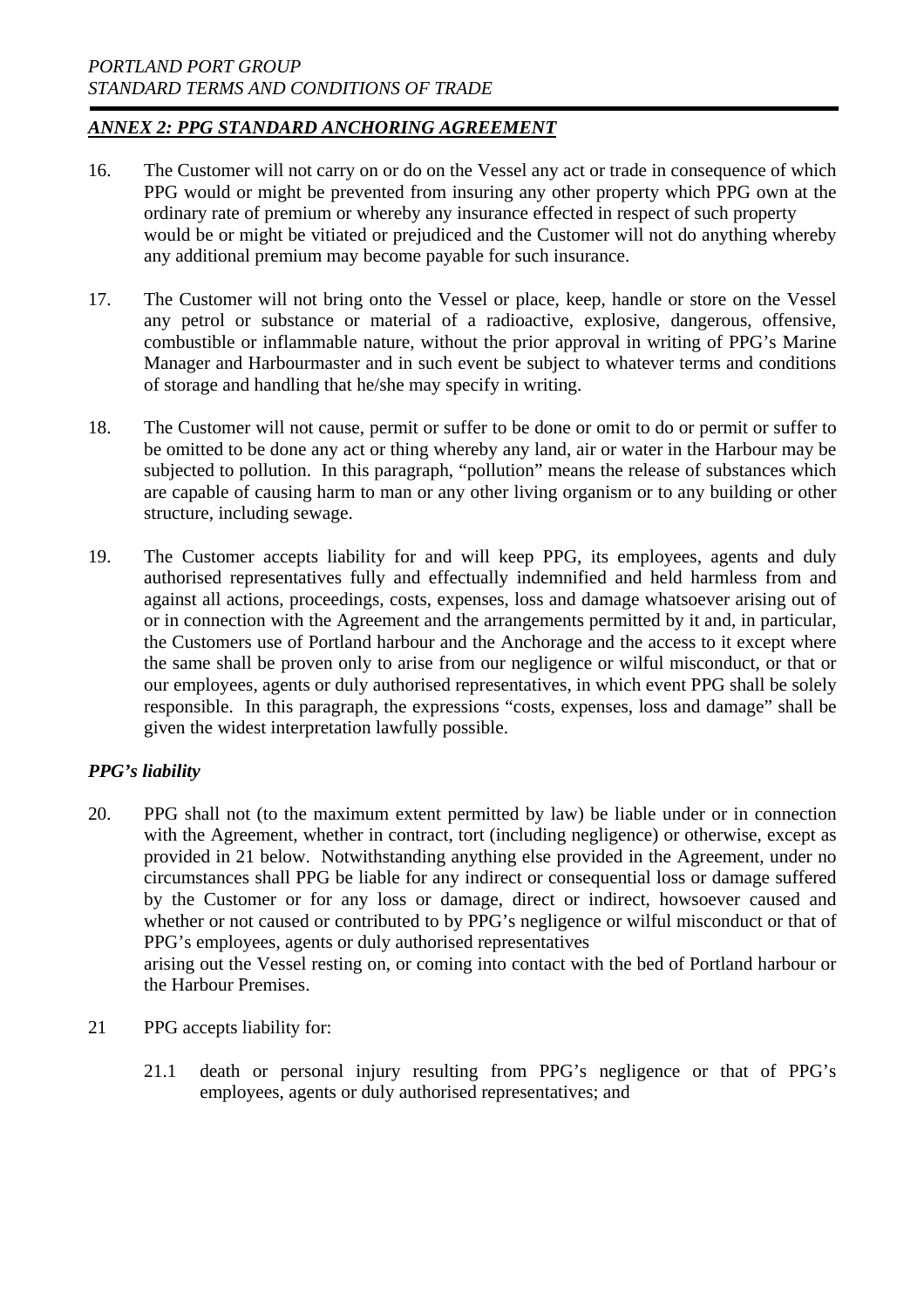## *ANNEX 2: PPG STANDARD ANCHORING AGREEMENT*

16. The Customer will not carry on or do on the Vessel any act or trade in consequence of which PPG would or might be prevented from insuring any other property which PPG own at the ordinary rate of premium or whereby any insurance effected in respect of such property would be or might be vitiated or prejudiced and the Customer will not do anything whereby any additional premium may become payable for such insurance.

17. The Customer will not bring onto the Vessel or place, keep, handle or store on the Vessel any petrol or substance or material of a radioactive, explosive, dangerous, offensive, combustible or inflammable nature, without the prior approval in writing of PPG's Marine Manager and Harbourmaster and in such event be subject to whatever terms and conditions of storage and handling that he/she may specify in writing.

18. The Customer will not cause, permit or suffer to be done or omit to do or permit or suffer to be omitted to be done any act or thing whereby any land, air or water in the Harbour may be subjected to pollution. In this paragraph, "pollution" means the release of substances which are capable of causing harm to man or any other living organism or to any building or other structure, including sewage.

19. The Customer accepts liability for and will keep PPG, its employees, agents and duly authorised representatives fully and effectually indemnified and held harmless from and against all actions, proceedings, costs, expenses, loss and damage whatsoever arising out of or in connection with the Agreement and the arrangements permitted by it and, in particular, the Customers use of Portland harbour and the Anchorage and the access to it except where the same shall be proven only to arise from our negligence or wilful misconduct, or that or our employees, agents or duly authorised representatives, in which event PPG shall be solely responsible. In this paragraph, the expressions "costs, expenses, loss and damage" shall be given the widest interpretation lawfully possible.

### *PPG's liability*

20. PPG shall not (to the maximum extent permitted by law) be liable under or in connection with the Agreement, whether in contract, tort (including negligence) or otherwise, except as provided in 21 below. Notwithstanding anything else provided in the Agreement, under no circumstances shall PPG be liable for any indirect or consequential loss or damage suffered by the Customer or for any loss or damage, direct or indirect, howsoever caused and whether or not caused or contributed to by PPG's negligence or wilful misconduct or that of PPG's employees, agents or duly authorised representatives
arising out the Vessel resting on, or coming into contact with the bed of Portland harbour or the Harbour Premises.

21 PPG accepts liability for:

21.1 death or personal injury resulting from PPG's negligence or that of PPG's employees, agents or duly authorised representatives; and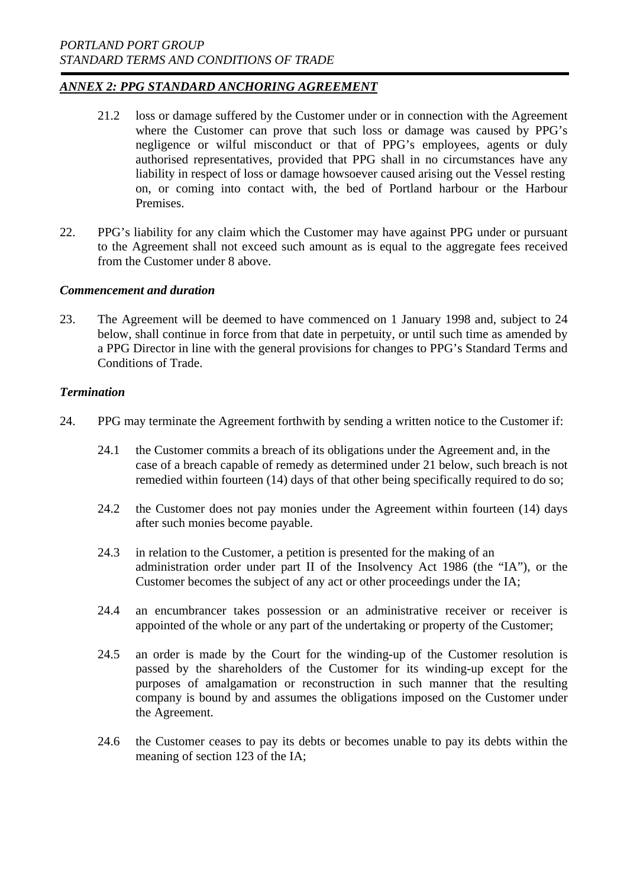## *ANNEX 2: PPG STANDARD ANCHORING AGREEMENT*

21.2 loss or damage suffered by the Customer under or in connection with the Agreement where the Customer can prove that such loss or damage was caused by PPG's negligence or wilful misconduct or that of PPG's employees, agents or duly authorised representatives, provided that PPG shall in no circumstances have any liability in respect of loss or damage howsoever caused arising out the Vessel resting on, or coming into contact with, the bed of Portland harbour or the Harbour Premises.

22. PPG's liability for any claim which the Customer may have against PPG under or pursuant to the Agreement shall not exceed such amount as is equal to the aggregate fees received from the Customer under 8 above.

### *Commencement and duration*

23. The Agreement will be deemed to have commenced on 1 January 1998 and, subject to 24 below, shall continue in force from that date in perpetuity, or until such time as amended by a PPG Director in line with the general provisions for changes to PPG's Standard Terms and Conditions of Trade.

### *Termination*

24. PPG may terminate the Agreement forthwith by sending a written notice to the Customer if:

24.1 the Customer commits a breach of its obligations under the Agreement and, in the case of a breach capable of remedy as determined under 21 below, such breach is not remedied within fourteen (14) days of that other being specifically required to do so;

24.2 the Customer does not pay monies under the Agreement within fourteen (14) days after such monies become payable.

24.3 in relation to the Customer, a petition is presented for the making of an administration order under part II of the Insolvency Act 1986 (the "IA"), or the Customer becomes the subject of any act or other proceedings under the IA;

24.4 an encumbrancer takes possession or an administrative receiver or receiver is appointed of the whole or any part of the undertaking or property of the Customer;

24.5 an order is made by the Court for the winding-up of the Customer resolution is passed by the shareholders of the Customer for its winding-up except for the purposes of amalgamation or reconstruction in such manner that the resulting company is bound by and assumes the obligations imposed on the Customer under the Agreement.

24.6 the Customer ceases to pay its debts or becomes unable to pay its debts within the meaning of section 123 of the IA;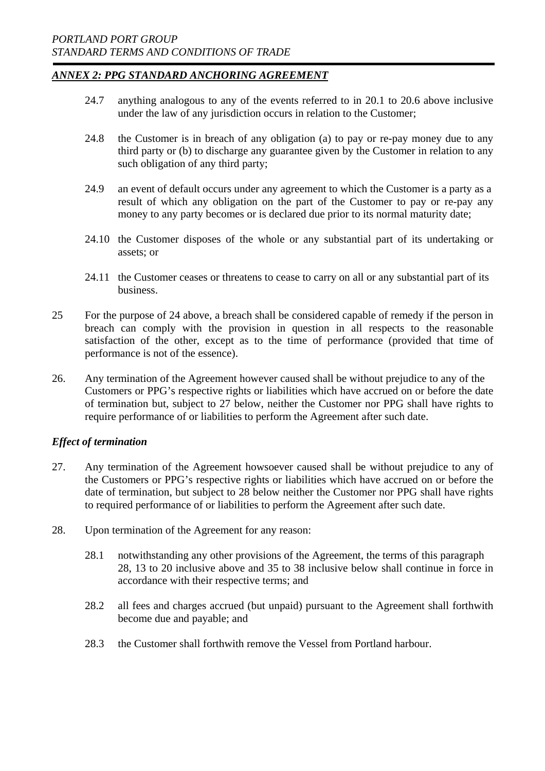## *ANNEX 2: PPG STANDARD ANCHORING AGREEMENT*

24.7 anything analogous to any of the events referred to in 20.1 to 20.6 above inclusive under the law of any jurisdiction occurs in relation to the Customer;

24.8 the Customer is in breach of any obligation (a) to pay or re-pay money due to any third party or (b) to discharge any guarantee given by the Customer in relation to any such obligation of any third party;

24.9 an event of default occurs under any agreement to which the Customer is a party as a result of which any obligation on the part of the Customer to pay or re-pay any money to any party becomes or is declared due prior to its normal maturity date;

24.10 the Customer disposes of the whole or any substantial part of its undertaking or assets; or

24.11 the Customer ceases or threatens to cease to carry on all or any substantial part of its business.

25 For the purpose of 24 above, a breach shall be considered capable of remedy if the person in breach can comply with the provision in question in all respects to the reasonable satisfaction of the other, except as to the time of performance (provided that time of performance is not of the essence).

26. Any termination of the Agreement however caused shall be without prejudice to any of the Customers or PPG's respective rights or liabilities which have accrued on or before the date of termination but, subject to 27 below, neither the Customer nor PPG shall have rights to require performance of or liabilities to perform the Agreement after such date.

### *Effect of termination*

27. Any termination of the Agreement howsoever caused shall be without prejudice to any of the Customers or PPG's respective rights or liabilities which have accrued on or before the date of termination, but subject to 28 below neither the Customer nor PPG shall have rights to required performance of or liabilities to perform the Agreement after such date.

28. Upon termination of the Agreement for any reason:

28.1 notwithstanding any other provisions of the Agreement, the terms of this paragraph 28, 13 to 20 inclusive above and 35 to 38 inclusive below shall continue in force in accordance with their respective terms; and

28.2 all fees and charges accrued (but unpaid) pursuant to the Agreement shall forthwith become due and payable; and

28.3 the Customer shall forthwith remove the Vessel from Portland harbour.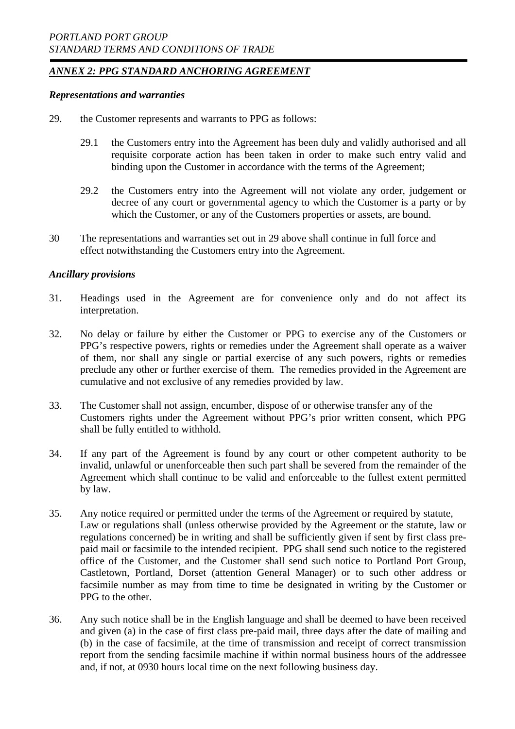## *ANNEX 2: PPG STANDARD ANCHORING AGREEMENT*

### *Representations and warranties*

29. the Customer represents and warrants to PPG as follows:

    29.1 the Customers entry into the Agreement has been duly and validly authorised and all requisite corporate action has been taken in order to make such entry valid and binding upon the Customer in accordance with the terms of the Agreement;

    29.2 the Customers entry into the Agreement will not violate any order, judgement or decree of any court or governmental agency to which the Customer is a party or by which the Customer, or any of the Customers properties or assets, are bound.

30 The representations and warranties set out in 29 above shall continue in full force and effect notwithstanding the Customers entry into the Agreement.

### *Ancillary provisions*

31. Headings used in the Agreement are for convenience only and do not affect its interpretation.

32. No delay or failure by either the Customer or PPG to exercise any of the Customers or PPG's respective powers, rights or remedies under the Agreement shall operate as a waiver of them, nor shall any single or partial exercise of any such powers, rights or remedies preclude any other or further exercise of them. The remedies provided in the Agreement are cumulative and not exclusive of any remedies provided by law.

33. The Customer shall not assign, encumber, dispose of or otherwise transfer any of the Customers rights under the Agreement without PPG's prior written consent, which PPG shall be fully entitled to withhold.

34. If any part of the Agreement is found by any court or other competent authority to be invalid, unlawful or unenforceable then such part shall be severed from the remainder of the Agreement which shall continue to be valid and enforceable to the fullest extent permitted by law.

35. Any notice required or permitted under the terms of the Agreement or required by statute, Law or regulations shall (unless otherwise provided by the Agreement or the statute, law or regulations concerned) be in writing and shall be sufficiently given if sent by first class pre-paid mail or facsimile to the intended recipient. PPG shall send such notice to the registered office of the Customer, and the Customer shall send such notice to Portland Port Group, Castletown, Portland, Dorset (attention General Manager) or to such other address or facsimile number as may from time to time be designated in writing by the Customer or PPG to the other.

36. Any such notice shall be in the English language and shall be deemed to have been received and given (a) in the case of first class pre-paid mail, three days after the date of mailing and (b) in the case of facsimile, at the time of transmission and receipt of correct transmission report from the sending facsimile machine if within normal business hours of the addressee and, if not, at 0930 hours local time on the next following business day.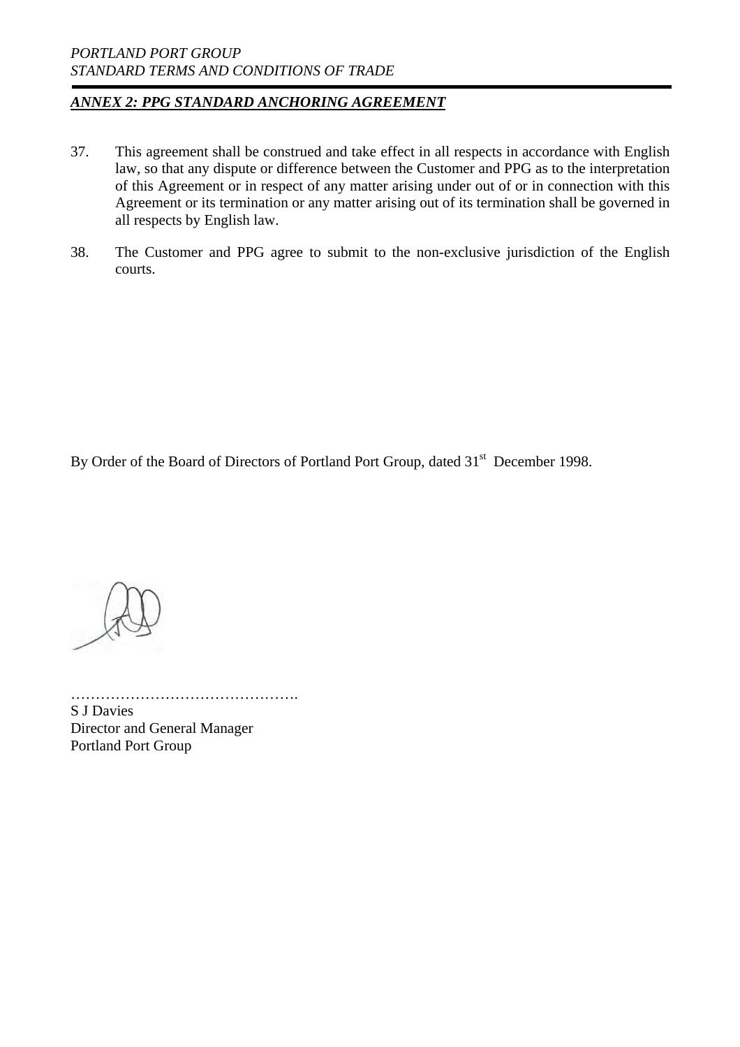## *ANNEX 2: PPG STANDARD ANCHORING AGREEMENT*

37. This agreement shall be construed and take effect in all respects in accordance with English law, so that any dispute or difference between the Customer and PPG as to the interpretation of this Agreement or in respect of any matter arising under out of or in connection with this Agreement or its termination or any matter arising out of its termination shall be governed in all respects by English law.

38. The Customer and PPG agree to submit to the non-exclusive jurisdiction of the English courts.

By Order of the Board of Directors of Portland Port Group, dated 31st December 1998.

……………………………………….
S J Davies
Director and General Manager
Portland Port Group